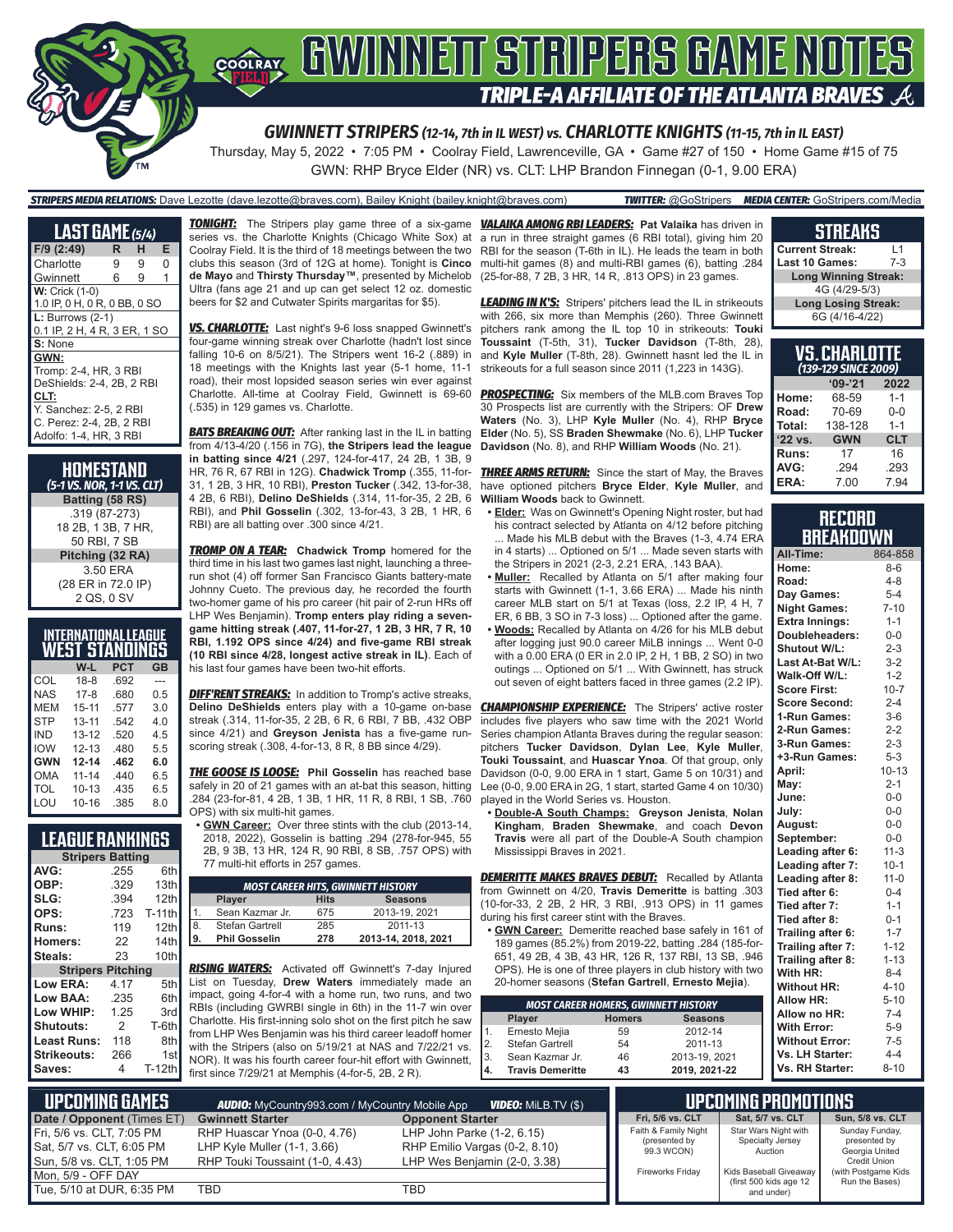# GWINNETT STRIPERS GAME NOTES

## TRIPLE-A AFFILIATE OF THE ATLANTA BRAVES

### GWINNETT STRIPERS (12-14, 7th in IL WEST) vs. CHARLOTTE KNIGHTS (11-15, 7th in IL EAST)

Thursday, May 5, 2022 • 7:05 PM • Coolray Field, Lawrenceville, GA • Game #27 of 150 • Home Game #15 of 75

GWN: RHP Bryce Elder (NR) vs. CLT: LHP Brandon Finnegan (0-1, 9.00 ERA)

**STRIPERS MEDIA RELATIONS:** Dave Lezotte (dave.lezotte@braves.com), Bailey Knight (bailey.knight@braves.com) **TWITTER:** @GoStripers **MEDIA CENTER:** GoStripers.com/Media

## LAST GAME (5/4)

| F/9 (2:49) | R | H | E |
|---|---|---|---|
| Charlotte | 9 | 9 | 0 |
| Gwinnett | 6 | 9 | 1 |

**W:** Crick (1-0)
1.0 IP, 0 H, 0 R, 0 BB, 0 SO

**L:** Burrows (2-1)
0.1 IP, 2 H, 4 R, 3 ER, 1 SO

**S:** None

**GWN:**
Tromp: 2-4, HR, 3 RBI
DeShields: 2-4, 2B, 2 RBI

**CLT:**
Y. Sanchez: 2-5, 2 RBI
C. Perez: 2-4, 2B, 2 RBI
Adolfo: 1-4, HR, 3 RBI

## HOMESTAND
*(5-1 VS. NOR, 1-1 VS. CLT)*

| Batting (58 RS) |
|---|
| .319 (87-273) |
| 18 2B, 1 3B, 7 HR, |
| 50 RBI, 7 SB |
| **Pitching (32 RA)** |
| 3.50 ERA |
| (28 ER in 72.0 IP) |
| 2 QS, 0 SV |

## INTERNATIONAL LEAGUE WEST STANDINGS

| | W-L | PCT | GB |
|---|---|---|---|
| COL | 18-8 | .692 | --- |
| NAS | 17-8 | .680 | 0.5 |
| MEM | 15-11 | .577 | 3.0 |
| STP | 13-11 | .542 | 4.0 |
| IND | 13-12 | .520 | 4.5 |
| IOW | 12-13 | .480 | 5.5 |
| **GWN** | **12-14** | **.462** | **6.0** |
| OMA | 11-14 | .440 | 6.5 |
| TOL | 10-13 | .435 | 6.5 |
| LOU | 10-16 | .385 | 8.0 |

## LEAGUE RANKINGS

| Stripers Batting | | |
|---|---|---|
| AVG: | .255 | 6th |
| OBP: | .329 | 13th |
| SLG: | .394 | 12th |
| OPS: | .723 | T-11th |
| Runs: | 119 | 12th |
| Homers: | 22 | 14th |
| Steals: | 23 | 10th |
| **Stripers Pitching** | | |
| Low ERA: | 4.17 | 5th |
| Low BAA: | .235 | 6th |
| Low WHIP: | 1.25 | 3rd |
| Shutouts: | 2 | T-6th |
| Least Runs: | 118 | 8th |
| Strikeouts: | 266 | 1st |
| Saves: | 4 | T-12th |

**TONIGHT:** The Stripers play game three of a six-game series vs. the Charlotte Knights (Chicago White Sox) at Coolray Field. It is the third of 18 meetings between the two clubs this season (3rd of 12G at home). Tonight is **Cinco de Mayo** and **Thirsty Thursday™**, presented by Michelob Ultra (fans age 21 and up can get select 12 oz. domestic beers for $2 and Cutwater Spirits margaritas for $5).

**VS. CHARLOTTE:** Last night's 9-6 loss snapped Gwinnett's four-game winning streak over Charlotte (hadn't lost since falling 10-6 on 8/5/21). The Stripers went 16-2 (.889) in 18 meetings with the Knights last year (5-1 home, 11-1 road), their most lopsided season series win ever against Charlotte. All-time at Coolray Field, Gwinnett is 69-60 (.535) in 129 games vs. Charlotte.

**BATS BREAKING OUT:** After ranking last in the IL in batting from 4/13-4/20 (.156 in 7G), **the Stripers lead the league in batting since 4/21** (.297, 124-for-417, 24 2B, 1 3B, 9 HR, 76 R, 67 RBI in 12G). **Chadwick Tromp** (.355, 11-for-31, 1 2B, 3 HR, 10 RBI), **Preston Tucker** (.342, 13-for-38, 4 2B, 6 RBI), **Delino DeShields** (.314, 11-for-35, 2 2B, 6 RBI), and **Phil Gosselin** (.302, 13-for-43, 3 2B, 1 HR, 6 RBI) are all batting over .300 since 4/21.

**TROMP ON A TEAR:** **Chadwick Tromp** homered for the third time in his last two games last night, launching a three-run shot (4) off former San Francisco Giants battery-mate Johnny Cueto. The previous day, he recorded the fourth two-homer game of his pro career (hit pair of 2-run HRs off LHP Wes Benjamin). **Tromp enters play riding a seven-game hitting streak (.407, 11-for-27, 1 2B, 3 HR, 7 R, 10 RBI, 1.192 OPS since 4/24) and five-game RBI streak (10 RBI since 4/28, longest active streak in IL)**. Each of his last four games have been two-hit efforts.

**DIFF'RENT STREAKS:** In addition to Tromp's active streaks, **Delino DeShields** enters play with a 10-game on-base streak (.314, 11-for-35, 2 2B, 6 R, 6 RBI, 7 BB, .432 OBP since 4/21) and **Greyson Jenista** has a five-game run-scoring streak (.308, 4-for-13, 8 R, 8 BB since 4/29).

**THE GOOSE IS LOOSE:** **Phil Gosselin** has reached base safely in 20 of 21 games with an at-bat this season, hitting .284 (23-for-81, 4 2B, 1 3B, 1 HR, 11 R, 8 RBI, 1 SB, .760 OPS) with six multi-hit games.

- **GWN Career:** Over three stints with the club (2013-14, 2018, 2022), Gosselin is batting .294 (278-for-945, 55 2B, 9 3B, 13 HR, 124 R, 90 RBI, 8 SB, .757 OPS) with 77 multi-hit efforts in 257 games.

| MOST CAREER HITS, GWINNETT HISTORY | | | |
|---|---|---|---|
| | **Player** | **Hits** | **Seasons** |
| 1. | Sean Kazmar Jr. | 675 | 2013-19, 2021 |
| 8. | Stefan Gartrell | 285 | 2011-13 |
| **9.** | **Phil Gosselin** | **278** | **2013-14, 2018, 2021** |

**RISING WATERS:** Activated off Gwinnett's 7-day Injured List on Tuesday, **Drew Waters** immediately made an impact, going 4-for-4 with a home run, two runs, and two RBIs (including GWRBI single in 6th) in the 11-7 win over Charlotte. His first-inning solo shot on the first pitch he saw from LHP Wes Benjamin was his third career leadoff homer with the Stripers (also on 5/19/21 at NAS and 7/22/21 vs. NOR). It was his fourth career four-hit effort with Gwinnett, first since 7/29/21 at Memphis (4-for-5, 2B, 2 R).

**VALAIKA AMONG RBI LEADERS:** **Pat Valaika** has driven in a run in three straight games (6 RBI total), giving him 20 RBI for the season (T-6th in IL). He leads the team in both multi-hit games (8) and multi-RBI games (6), batting .284 (25-for-88, 7 2B, 3 HR, 14 R, .813 OPS) in 23 games.

**LEADING IN K'S:** Stripers' pitchers lead the IL in strikeouts with 266, six more than Memphis (260). Three Gwinnett pitchers rank among the IL top 10 in strikeouts: **Touki Toussaint** (T-5th, 31), **Tucker Davidson** (T-8th, 28), and **Kyle Muller** (T-8th, 28). Gwinnett hasnt led the IL in strikeouts for a full season since 2011 (1,223 in 143G).

**PROSPECTING:** Six members of the MLB.com Braves Top 30 Prospects list are currently with the Stripers: OF **Drew Waters** (No. 3), LHP **Kyle Muller** (No. 4), RHP **Bryce Elder** (No. 5), SS **Braden Shewmake** (No. 6), LHP **Tucker Davidson** (No. 8), and RHP **William Woods** (No. 21).

**THREE ARMS RETURN:** Since the start of May, the Braves have optioned pitchers **Bryce Elder**, **Kyle Muller**, and **William Woods** back to Gwinnett.

- **Elder:** Was on Gwinnett's Opening Night roster, but had his contract selected by Atlanta on 4/12 before pitching ... Made his MLB debut with the Braves (1-3, 4.74 ERA in 4 starts) ... Optioned on 5/1 ... Made seven starts with the Stripers in 2021 (2-3, 2.21 ERA, .143 BAA).
- **Muller:** Recalled by Atlanta on 5/1 after making four starts with Gwinnett (1-1, 3.66 ERA) ... Made his ninth career MLB start on 5/1 at Texas (loss, 2.2 IP, 4 H, 7 ER, 6 BB, 3 SO in 7-3 loss) ... Optioned after the game.
- **Woods:** Recalled by Atlanta on 4/26 for his MLB debut after logging just 90.0 career MiLB innings ... Went 0-0 with a 0.00 ERA (0 ER in 2.0 IP, 2 H, 1 BB, 2 SO) in two outings ... Optioned on 5/1 ... With Gwinnett, has struck out seven of eight batters faced in three games (2.2 IP).

**CHAMPIONSHIP EXPERIENCE:** The Stripers' active roster includes five players who saw time with the 2021 World Series champion Atlanta Braves during the regular season: pitchers **Tucker Davidson**, **Dylan Lee**, **Kyle Muller**, **Touki Toussaint**, and **Huascar Ynoa**. Of that group, only Davidson (0-0, 9.00 ERA in 1 start, Game 5 on 10/31) and Lee (0-0, 9.00 ERA in 2G, 1 start, started Game 4 on 10/30) played in the World Series vs. Houston.

- **Double-A South Champs:** **Greyson Jenista**, **Nolan Kingham**, **Braden Shewmake**, and coach **Devon Travis** were all part of the Double-A South champion Mississippi Braves in 2021.

**DEMERITTE MAKES BRAVES DEBUT:** Recalled by Atlanta from Gwinnett on 4/20, **Travis Demeritte** is batting .303 (10-for-33, 2 2B, 2 HR, 3 RBI, .913 OPS) in 11 games during his first career stint with the Braves.

- **GWN Career:** Demeritte reached base safely in 161 of 189 games (85.2%) from 2019-22, batting .284 (185-for-651, 49 2B, 4 3B, 43 HR, 126 R, 137 RBI, 13 SB, .946 OPS). He is one of three players in club history with two 20-homer seasons (**Stefan Gartrell**, **Ernesto Mejia**).

| MOST CAREER HOMERS, GWINNETT HISTORY | | | |
|---|---|---|---|
| | **Player** | **Homers** | **Seasons** |
| 1. | Ernesto Mejia | 59 | 2012-14 |
| 2. | Stefan Gartrell | 54 | 2011-13 |
| 3. | Sean Kazmar Jr. | 46 | 2013-19, 2021 |
| **4.** | **Travis Demeritte** | **43** | **2019, 2021-22** |

## STREAKS

| | |
|---|---|
| Current Streak: | L1 |
| Last 10 Games: | 7-3 |
| **Long Winning Streak:** | |
| 4G (4/29-5/3) | |
| **Long Losing Streak:** | |
| 6G (4/16-4/22) | |

## VS. CHARLOTTE
*(139-129 SINCE 2009)*

| | '09-'21 | 2022 |
|---|---|---|
| Home: | 68-59 | 1-1 |
| Road: | 70-69 | 0-0 |
| Total: | 138-128 | 1-1 |
| **'22 vs.** | **GWN** | **CLT** |
| Runs: | 17 | 16 |
| AVG: | .294 | .293 |
| ERA: | 7.00 | 7.94 |

## RECORD BREAKDOWN

| | |
|---|---|
| All-Time: | 864-858 |
| Home: | 8-6 |
| Road: | 4-8 |
| Day Games: | 5-4 |
| Night Games: | 7-10 |
| Extra Innings: | 1-1 |
| Doubleheaders: | 0-0 |
| Shutout W/L: | 2-3 |
| Last At-Bat W/L: | 3-2 |
| Walk-Off W/L: | 1-2 |
| Score First: | 10-7 |
| Score Second: | 2-4 |
| 1-Run Games: | 3-6 |
| 2-Run Games: | 2-2 |
| 3-Run Games: | 2-3 |
| +3-Run Games: | 5-3 |
| April: | 10-13 |
| May: | 2-1 |
| June: | 0-0 |
| July: | 0-0 |
| August: | 0-0 |
| September: | 0-0 |
| Leading after 6: | 11-3 |
| Leading after 7: | 10-1 |
| Leading after 8: | 11-0 |
| Tied after 6: | 0-4 |
| Tied after 7: | 1-1 |
| Tied after 8: | 0-1 |
| Trailing after 6: | 1-7 |
| Trailing after 7: | 1-12 |
| Trailing after 8: | 1-13 |
| With HR: | 8-4 |
| Without HR: | 4-10 |
| Allow HR: | 5-10 |
| Allow no HR: | 7-4 |
| With Error: | 5-9 |
| Without Error: | 7-5 |
| Vs. LH Starter: | 4-4 |
| Vs. RH Starter: | 8-10 |

## UPCOMING GAMES

**AUDIO:** MyCountry993.com / MyCountry Mobile App **VIDEO:** MiLB.TV ($)

| Date / Opponent (Times ET) | Gwinnett Starter | Opponent Starter |
|---|---|---|
| Fri, 5/6 vs. CLT, 7:05 PM | RHP Huascar Ynoa (0-0, 4.76) | LHP John Parke (1-2, 6.15) |
| Sat, 5/7 vs. CLT, 6:05 PM | LHP Kyle Muller (1-1, 3.66) | RHP Emilio Vargas (0-2, 8.10) |
| Sun, 5/8 vs. CLT, 1:05 PM | RHP Touki Toussaint (1-0, 4.43) | LHP Wes Benjamin (2-0, 3.38) |
| Mon, 5/9 - OFF DAY | | |
| Tue, 5/10 at DUR, 6:35 PM | TBD | TBD |

## UPCOMING PROMOTIONS

| Fri, 5/6 vs. CLT | Sat, 5/7 vs. CLT | Sun, 5/8 vs. CLT |
|---|---|---|
| Faith & Family Night (presented by 99.3 WCON) | Star Wars Night with Specialty Jersey Auction | Sunday Funday, presented by Georgia United Credit Union |
| Fireworks Friday | Kids Baseball Giveaway (first 500 kids age 12 and under) | (with Postgame Kids Run the Bases) |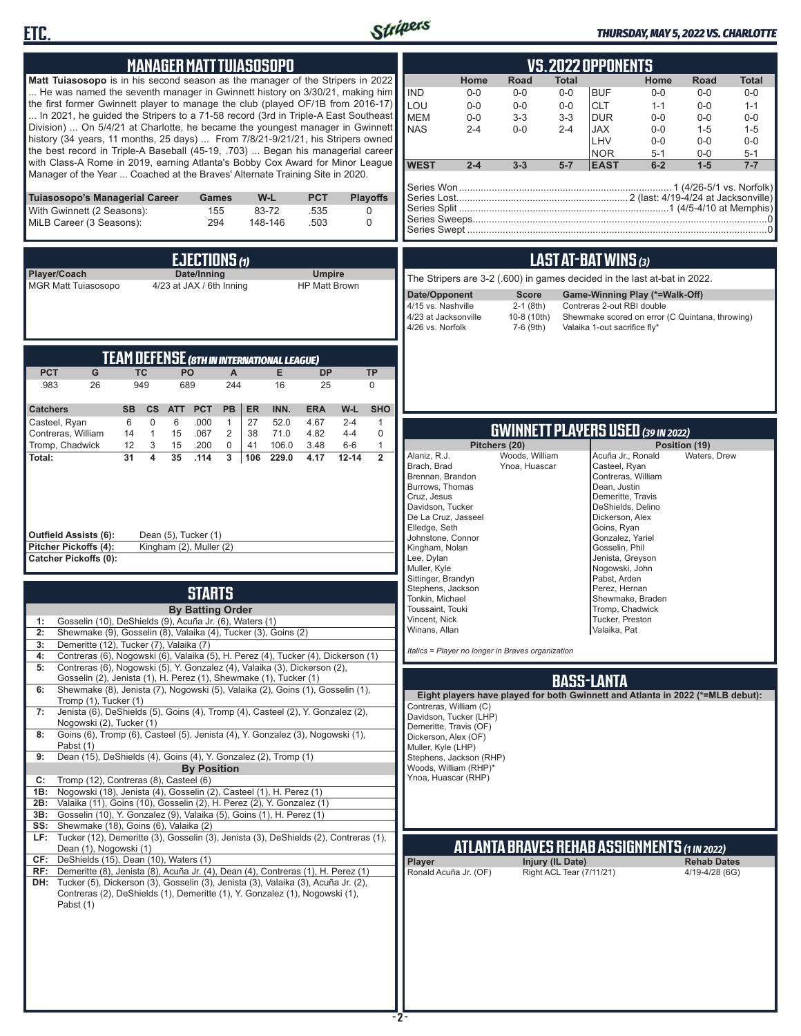## MANAGER MATT TUIASOSOPO

**Matt Tuiasosopo** is in his second season as the manager of the Stripers in 2022 ... He was named the seventh manager in Gwinnett history on 3/30/21, making him the first former Gwinnett player to manage the club (played OF/1B from 2016-17) ... In 2021, he guided the Stripers to a 71-58 record (3rd in Triple-A East Southeast Division) ... On 5/4/21 at Charlotte, he became the youngest manager in Gwinnett history (34 years, 11 months, 25 days) ... From 7/8/21-9/21/21, his Stripers owned the best record in Triple-A Baseball (45-19, .703) ... Began his managerial career with Class-A Rome in 2019, earning Atlanta's Bobby Cox Award for Minor League Manager of the Year ... Coached at the Braves' Alternate Training Site in 2020.

| Tuiasosopo's Managerial Career | Games | W-L | PCT | Playoffs |
|---|---|---|---|---|
| With Gwinnett (2 Seasons): | 155 | 83-72 | .535 | 0 |
| MiLB Career (3 Seasons): | 294 | 148-146 | .503 | 0 |

## EJECTIONS (1)

| Player/Coach | Date/Inning | Umpire |
|---|---|---|
| MGR Matt Tuiasosopo | 4/23 at JAX / 6th Inning | HP Matt Brown |

## TEAM DEFENSE (8TH IN INTERNATIONAL LEAGUE)

| PCT | G | TC | PO | A | E | DP | TP |
|---|---|---|---|---|---|---|---|
| .983 | 26 | 949 | 689 | 244 | 16 | 25 | 0 |

| Catchers | SB | CS | ATT | PCT | PB | ER | INN. | ERA | W-L | SHO |
|---|---|---|---|---|---|---|---|---|---|---|
| Casteel, Ryan | 6 | 0 | 6 | .000 | 1 | 27 | 52.0 | 4.67 | 2-4 | 1 |
| Contreras, William | 14 | 1 | 15 | .067 | 2 | 38 | 71.0 | 4.82 | 4-4 | 0 |
| Tromp, Chadwick | 12 | 3 | 15 | .200 | 0 | 41 | 106.0 | 3.48 | 6-6 | 1 |
| **Total:** | 31 | 4 | 35 | .114 | 3 | 106 | 229.0 | 4.17 | 12-14 | 2 |

**Outfield Assists (6):** Dean (5), Tucker (1)
**Pitcher Pickoffs (4):** Kingham (2), Muller (2)
**Catcher Pickoffs (0):**

## STARTS

**By Batting Order**

| | |
|---|---|
| 1: | Gosselin (10), DeShields (9), Acuña Jr. (6), Waters (1) |
| 2: | Shewmake (9), Gosselin (8), Valaika (4), Tucker (3), Goins (2) |
| 3: | Demeritte (12), Tucker (7), Valaika (7) |
| 4: | Contreras (6), Nogowski (6), Valaika (5), H. Perez (4), Tucker (4), Dickerson (1) |
| 5: | Contreras (6), Nogowski (5), Y. Gonzalez (4), Valaika (3), Dickerson (2), Gosselin (2), Jenista (1), H. Perez (1), Shewmake (1), Tucker (1) |
| 6: | Shewmake (8), Jenista (7), Nogowski (5), Valaika (2), Goins (1), Gosselin (1), Tromp (1), Tucker (1) |
| 7: | Jenista (6), DeShields (5), Goins (4), Tromp (4), Casteel (2), Y. Gonzalez (2), Nogowski (2), Tucker (1) |
| 8: | Goins (6), Tromp (6), Casteel (5), Jenista (4), Y. Gonzalez (3), Nogowski (1), Pabst (1) |
| 9: | Dean (15), DeShields (4), Goins (4), Y. Gonzalez (2), Tromp (1) |

**By Position**

| | |
|---|---|
| C: | Tromp (12), Contreras (8), Casteel (6) |
| 1B: | Nogowski (18), Jenista (4), Gosselin (2), Casteel (1), H. Perez (1) |
| 2B: | Valaika (11), Goins (10), Gosselin (2), H. Perez (2), Y. Gonzalez (1) |
| 3B: | Gosselin (10), Y. Gonzalez (9), Valaika (5), Goins (1), H. Perez (1) |
| SS: | Shewmake (18), Goins (6), Valaika (2) |
| LF: | Tucker (12), Demeritte (3), Gosselin (3), Jenista (3), DeShields (2), Contreras (1), Dean (1), Nogowski (1) |
| CF: | DeShields (15), Dean (10), Waters (1) |
| RF: | Demeritte (8), Jenista (8), Acuña Jr. (4), Dean (4), Contreras (1), H. Perez (1) |
| DH: | Tucker (5), Dickerson (3), Gosselin (3), Jenista (3), Valaika (3), Acuña Jr. (2), Contreras (2), DeShields (1), Demeritte (1), Y. Gonzalez (1), Nogowski (1), Pabst (1) |

## VS. 2022 OPPONENTS

| | Home | Road | Total | | Home | Road | Total |
|---|---|---|---|---|---|---|---|
| IND | 0-0 | 0-0 | 0-0 | BUF | 0-0 | 0-0 | 0-0 |
| LOU | 0-0 | 0-0 | 0-0 | CLT | 1-1 | 0-0 | 1-1 |
| MEM | 0-0 | 3-3 | 3-3 | DUR | 0-0 | 0-0 | 0-0 |
| NAS | 2-4 | 0-0 | 2-4 | JAX | 0-0 | 1-5 | 1-5 |
| | | | | LHV | 0-0 | 0-0 | 0-0 |
| | | | | NOR | 5-1 | 0-0 | 5-1 |
| **WEST** | 2-4 | 3-3 | 5-7 | **EAST** | 6-2 | 1-5 | 7-7 |

Series Won: 1 (4/26-5/1 vs. Norfolk)
Series Lost: 2 (last: 4/19-4/24 at Jacksonville)
Series Split: 1 (4/5-4/10 at Memphis)
Series Sweeps: 0
Series Swept: 0

## LAST AT-BAT WINS (3)

The Stripers are 3-2 (.600) in games decided in the last at-bat in 2022.

| Date/Opponent | Score | Game-Winning Play (*=Walk-Off) |
|---|---|---|
| 4/15 vs. Nashville | 2-1 (8th) | Contreras 2-out RBI double |
| 4/23 at Jacksonville | 10-8 (10th) | Shewmake scored on error (C Quintana, throwing) |
| 4/26 vs. Norfolk | 7-6 (9th) | Valaika 1-out sacrifice fly* |

## GWINNETT PLAYERS USED (39 IN 2022)

| Pitchers (20) | | Position (19) | |
|---|---|---|---|
| Alaniz, R.J. | Woods, William | Acuña Jr., Ronald | Waters, Drew |
| Brach, Brad | Ynoa, Huascar | Casteel, Ryan | |
| Brennan, Brandon | | Contreras, William | |
| Burrows, Thomas | | Dean, Justin | |
| Cruz, Jesus | | Demeritte, Travis | |
| Davidson, Tucker | | DeShields, Delino | |
| De La Cruz, Jasseel | | Dickerson, Alex | |
| Elledge, Seth | | Goins, Ryan | |
| Johnstone, Connor | | Gonzalez, Yariel | |
| Kingham, Nolan | | Gosselin, Phil | |
| Lee, Dylan | | Jenista, Greyson | |
| Muller, Kyle | | Nogowski, John | |
| Sittinger, Brandyn | | Pabst, Arden | |
| Stephens, Jackson | | Perez, Hernan | |
| Tonkin, Michael | | Shewmake, Braden | |
| Toussaint, Touki | | Tromp, Chadwick | |
| Vincent, Nick | | Tucker, Preston | |
| Winans, Allan | | Valaika, Pat | |

*Italics = Player no longer in Braves organization*

## BASS-LANTA

**Eight players have played for both Gwinnett and Atlanta in 2022 (*=MLB debut):**

Contreras, William (C)
Davidson, Tucker (LHP)
Demeritte, Travis (OF)
Dickerson, Alex (OF)
Muller, Kyle (LHP)
Stephens, Jackson (RHP)
Woods, William (RHP)*
Ynoa, Huascar (RHP)

## ATLANTA BRAVES REHAB ASSIGNMENTS (1 IN 2022)

| Player | Injury (IL Date) | Rehab Dates |
|---|---|---|
| Ronald Acuña Jr. (OF) | Right ACL Tear (7/11/21) | 4/19-4/28 (6G) |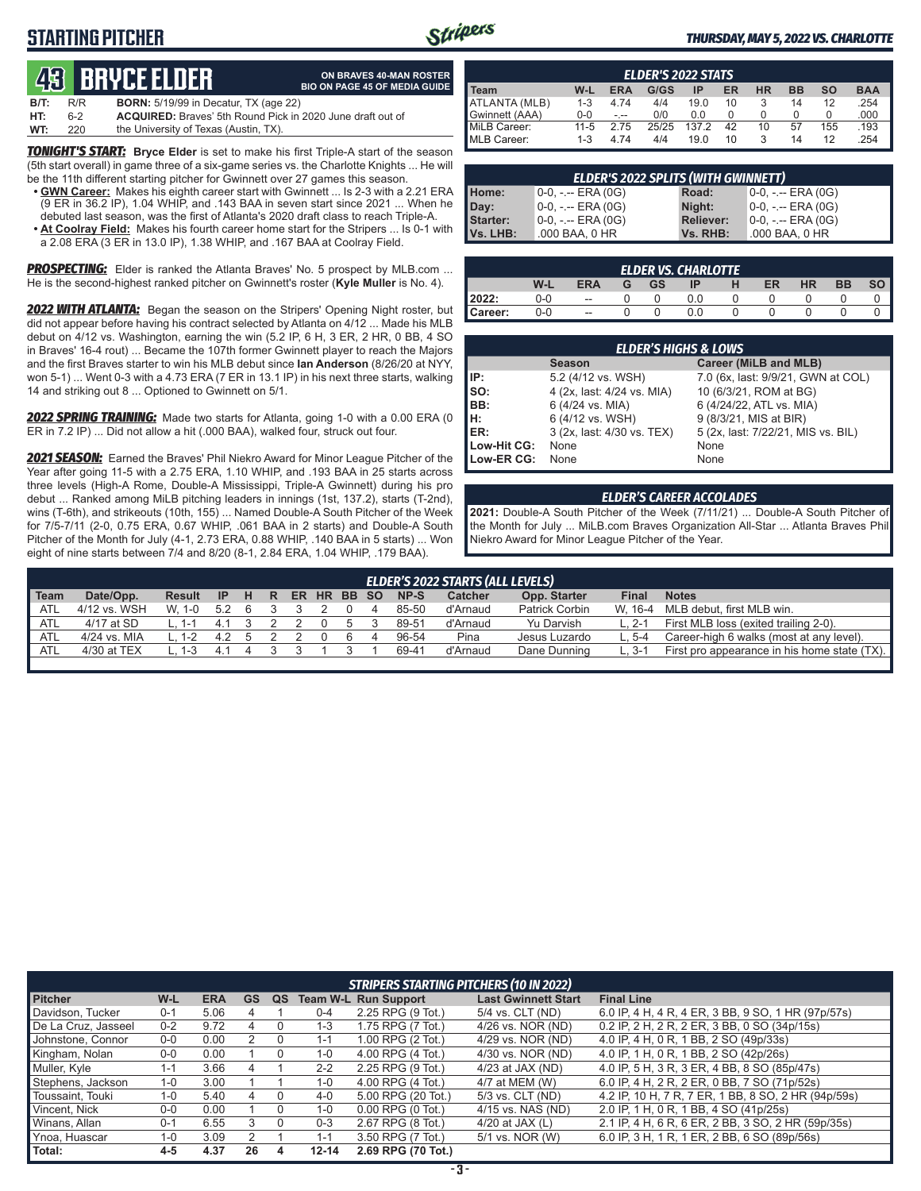# STARTING PITCHER

THURSDAY, MAY 5, 2022 VS. CHARLOTTE

## 43 BRYCE ELDER

ON BRAVES 40-MAN ROSTER
BIO ON PAGE 45 OF MEDIA GUIDE

**B/T:** R/R **BORN:** 5/19/99 in Decatur, TX (age 22)
**HT:** 6-2 **ACQUIRED:** Braves' 5th Round Pick in 2020 June draft out of
**WT:** 220 the University of Texas (Austin, TX).

***TONIGHT'S START:*** **Bryce Elder** is set to make his first Triple-A start of the season (5th start overall) in game three of a six-game series vs. the Charlotte Knights ... He will be the 11th different starting pitcher for Gwinnett over 27 games this season.

- **GWN Career:** Makes his eighth career start with Gwinnett ... Is 2-3 with a 2.21 ERA (9 ER in 36.2 IP), 1.04 WHIP, and .143 BAA in seven start since 2021 ... When he debuted last season, was the first of Atlanta's 2020 draft class to reach Triple-A.
- **At Coolray Field:** Makes his fourth career home start for the Stripers ... Is 0-1 with a 2.08 ERA (3 ER in 13.0 IP), 1.38 WHIP, and .167 BAA at Coolray Field.

***PROSPECTING:*** Elder is ranked the Atlanta Braves' No. 5 prospect by MLB.com ... He is the second-highest ranked pitcher on Gwinnett's roster (**Kyle Muller** is No. 4).

***2022 WITH ATLANTA:*** Began the season on the Stripers' Opening Night roster, but did not appear before having his contract selected by Atlanta on 4/12 ... Made his MLB debut on 4/12 vs. Washington, earning the win (5.2 IP, 6 H, 3 ER, 2 HR, 0 BB, 4 SO in Braves' 16-4 rout) ... Became the 107th former Gwinnett player to reach the Majors and the first Braves starter to win his MLB debut since **Ian Anderson** (8/26/20 at NYY, won 5-1) ... Went 0-3 with a 4.73 ERA (7 ER in 13.1 IP) in his next three starts, walking 14 and striking out 8 ... Optioned to Gwinnett on 5/1.

***2022 SPRING TRAINING:*** Made two starts for Atlanta, going 1-0 with a 0.00 ERA (0 ER in 7.2 IP) ... Did not allow a hit (.000 BAA), walked four, struck out four.

***2021 SEASON:*** Earned the Braves' Phil Niekro Award for Minor League Pitcher of the Year after going 11-5 with a 2.75 ERA, 1.10 WHIP, and .193 BAA in 25 starts across three levels (High-A Rome, Double-A Mississippi, Triple-A Gwinnett) during his pro debut ... Ranked among MiLB pitching leaders in innings (1st, 137.2), starts (T-2nd), wins (T-6th), and strikeouts (10th, 155) ... Named Double-A South Pitcher of the Week for 7/5-7/11 (2-0, 0.75 ERA, 0.67 WHIP, .061 BAA in 2 starts) and Double-A South Pitcher of the Month for July (4-1, 2.73 ERA, 0.88 WHIP, .140 BAA in 5 starts) ... Won eight of nine starts between 7/4 and 8/20 (8-1, 2.84 ERA, 1.04 WHIP, .179 BAA).

### ELDER'S 2022 STATS

| Team | W-L | ERA | G/GS | IP | ER | HR | BB | SO | BAA |
|---|---|---|---|---|---|---|---|---|---|
| ATLANTA (MLB) | 1-3 | 4.74 | 4/4 | 19.0 | 10 | 3 | 14 | 12 | .254 |
| Gwinnett (AAA) | 0-0 | -.-- | 0/0 | 0.0 | 0 | 0 | 0 | 0 | .000 |
| MiLB Career: | 11-5 | 2.75 | 25/25 | 137.2 | 42 | 10 | 57 | 155 | .193 |
| MLB Career: | 1-3 | 4.74 | 4/4 | 19.0 | 10 | 3 | 14 | 12 | .254 |

### ELDER'S 2022 SPLITS (WITH GWINNETT)

| | | | |
|---|---|---|---|
| Home: | 0-0, -.-- ERA (0G) | Road: | 0-0, -.-- ERA (0G) |
| Day: | 0-0, -.-- ERA (0G) | Night: | 0-0, -.-- ERA (0G) |
| Starter: | 0-0, -.-- ERA (0G) | Reliever: | 0-0, -.-- ERA (0G) |
| Vs. LHB: | .000 BAA, 0 HR | Vs. RHB: | .000 BAA, 0 HR |

### ELDER VS. CHARLOTTE

| | W-L | ERA | G | GS | IP | H | ER | HR | BB | SO |
|---|---|---|---|---|---|---|---|---|---|---|
| 2022: | 0-0 | -- | 0 | 0 | 0.0 | 0 | 0 | 0 | 0 | 0 |
| Career: | 0-0 | -- | 0 | 0 | 0.0 | 0 | 0 | 0 | 0 | 0 |

### ELDER'S HIGHS & LOWS

| | Season | Career (MiLB and MLB) |
|---|---|---|
| IP: | 5.2 (4/12 vs. WSH) | 7.0 (6x, last: 9/9/21, GWN at COL) |
| SO: | 4 (2x, last: 4/24 vs. MIA) | 10 (6/3/21, ROM at BG) |
| BB: | 6 (4/24 vs. MIA) | 6 (4/24/22, ATL vs. MIA) |
| H: | 6 (4/12 vs. WSH) | 9 (8/3/21, MIS at BIR) |
| ER: | 3 (2x, last: 4/30 vs. TEX) | 5 (2x, last: 7/22/21, MIS vs. BIL) |
| Low-Hit CG: | None | None |
| Low-ER CG: | None | None |

### ELDER'S CAREER ACCOLADES

**2021:** Double-A South Pitcher of the Week (7/11/21) ... Double-A South Pitcher of the Month for July ... MiLB.com Braves Organization All-Star ... Atlanta Braves Phil Niekro Award for Minor League Pitcher of the Year.

### ELDER'S 2022 STARTS (ALL LEVELS)

| Team | Date/Opp. | Result | IP | H | R | ER | HR | BB | SO | NP-S | Catcher | Opp. Starter | Final | Notes |
|---|---|---|---|---|---|---|---|---|---|---|---|---|---|---|
| ATL | 4/12 vs. WSH | W, 1-0 | 5.2 | 6 | 3 | 3 | 2 | 0 | 4 | 85-50 | d'Arnaud | Patrick Corbin | W, 16-4 | MLB debut, first MLB win. |
| ATL | 4/17 at SD | L, 1-1 | 4.1 | 3 | 2 | 2 | 0 | 5 | 3 | 89-51 | d'Arnaud | Yu Darvish | L, 2-1 | First MLB loss (exited trailing 2-0). |
| ATL | 4/24 vs. MIA | L, 1-2 | 4.2 | 5 | 2 | 2 | 0 | 6 | 4 | 96-54 | Pina | Jesus Luzardo | L, 5-4 | Career-high 6 walks (most at any level). |
| ATL | 4/30 at TEX | L, 1-3 | 4.1 | 4 | 3 | 3 | 1 | 3 | 1 | 69-41 | d'Arnaud | Dane Dunning | L, 3-1 | First pro appearance in his home state (TX). |

### STRIPERS STARTING PITCHERS (10 IN 2022)

| Pitcher | W-L | ERA | GS | QS | Team W-L | Run Support | Last Gwinnett Start | Final Line |
|---|---|---|---|---|---|---|---|---|
| Davidson, Tucker | 0-1 | 5.06 | 4 | 1 | 0-4 | 2.25 RPG (9 Tot.) | 5/4 vs. CLT (ND) | 6.0 IP, 4 H, 4 R, 4 ER, 3 BB, 9 SO, 1 HR (97p/57s) |
| De La Cruz, Jasseel | 0-2 | 9.72 | 4 | 0 | 1-3 | 1.75 RPG (7 Tot.) | 4/26 vs. NOR (ND) | 0.2 IP, 2 H, 2 R, 2 ER, 3 BB, 0 SO (34p/15s) |
| Johnstone, Connor | 0-0 | 0.00 | 2 | 0 | 1-1 | 1.00 RPG (2 Tot.) | 4/29 vs. NOR (ND) | 4.0 IP, 4 H, 0 R, 1 BB, 2 SO (49p/33s) |
| Kingham, Nolan | 0-0 | 0.00 | 1 | 0 | 1-0 | 4.00 RPG (4 Tot.) | 4/30 vs. NOR (ND) | 4.0 IP, 1 H, 0 R, 1 BB, 2 SO (42p/26s) |
| Muller, Kyle | 1-1 | 3.66 | 4 | 1 | 2-2 | 2.25 RPG (9 Tot.) | 4/23 at JAX (ND) | 4.0 IP, 5 H, 3 R, 3 ER, 4 BB, 8 SO (85p/47s) |
| Stephens, Jackson | 1-0 | 3.00 | 1 | 1 | 1-0 | 4.00 RPG (4 Tot.) | 4/7 at MEM (W) | 6.0 IP, 4 H, 2 R, 2 ER, 0 BB, 7 SO (71p/52s) |
| Toussaint, Touki | 1-0 | 5.40 | 4 | 0 | 4-0 | 5.00 RPG (20 Tot.) | 5/3 vs. CLT (ND) | 4.2 IP, 10 H, 7 R, 7 ER, 1 BB, 8 SO, 2 HR (94p/59s) |
| Vincent, Nick | 0-0 | 0.00 | 1 | 0 | 1-0 | 0.00 RPG (0 Tot.) | 4/15 vs. NAS (ND) | 2.0 IP, 1 H, 0 R, 1 BB, 4 SO (41p/25s) |
| Winans, Allan | 0-1 | 6.55 | 3 | 0 | 0-3 | 2.67 RPG (8 Tot.) | 4/20 at JAX (L) | 2.1 IP, 4 H, 6 R, 6 ER, 2 BB, 3 SO, 2 HR (59p/35s) |
| Ynoa, Huascar | 1-0 | 3.09 | 2 | 1 | 1-1 | 3.50 RPG (7 Tot.) | 5/1 vs. NOR (W) | 6.0 IP, 3 H, 1 R, 1 ER, 2 BB, 6 SO (89p/56s) |
| **Total:** | **4-5** | **4.37** | **26** | **4** | **12-14** | **2.69 RPG (70 Tot.)** | | |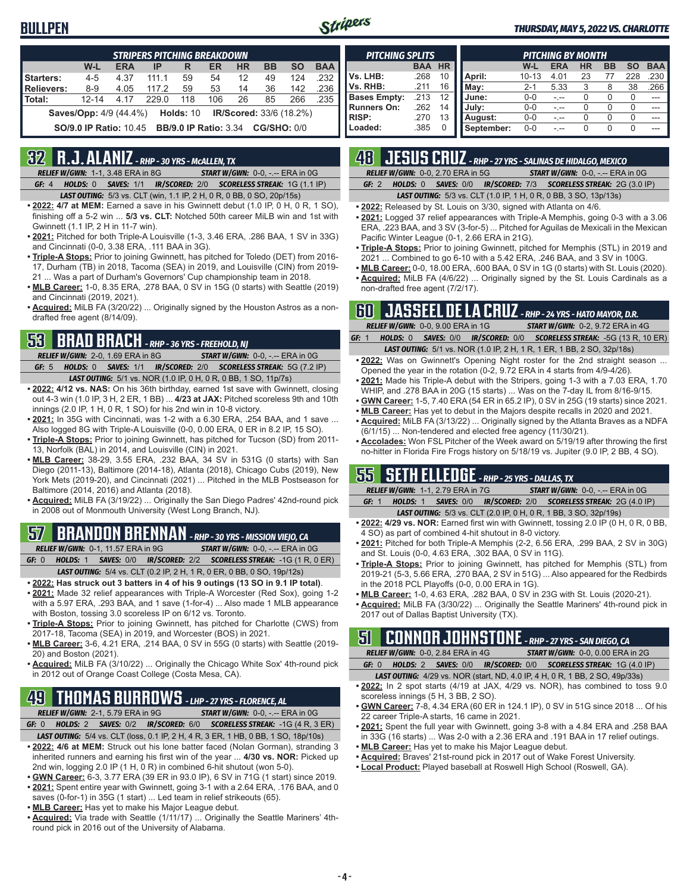# BULLPEN

*THURSDAY, MAY 5, 2022 VS. CHARLOTTE*

| STRIPERS PITCHING BREAKDOWN | W-L | ERA | IP | R | ER | HR | BB | SO | BAA |
|---|---|---|---|---|---|---|---|---|---|
| Starters: | 4-5 | 4.37 | 111.1 | 59 | 54 | 12 | 49 | 124 | .232 |
| Relievers: | 8-9 | 4.05 | 117.2 | 59 | 53 | 14 | 36 | 142 | .236 |
| Total: | 12-14 | 4.17 | 229.0 | 118 | 106 | 26 | 85 | 266 | .235 |

**Saves/Opp:** 4/9 (44.4%) **Holds:** 10 **IR/Scored:** 33/6 (18.2%)

**SO/9.0 IP Ratio:** 10.45 **BB/9.0 IP Ratio:** 3.34 **CG/SHO:** 0/0

| PITCHING SPLITS | BAA | HR |
|---|---|---|
| Vs. LHB: | .268 | 10 |
| Vs. RHB: | .211 | 16 |
| Bases Empty: | .213 | 12 |
| Runners On: | .262 | 14 |
| RISP: | .270 | 13 |
| Loaded: | .385 | 0 |

| PITCHING BY MONTH | W-L | ERA | HR | BB | SO | BAA |
|---|---|---|---|---|---|---|
| April: | 10-13 | 4.01 | 23 | 77 | 228 | .230 |
| May: | 2-1 | 5.33 | 3 | 8 | 38 | .266 |
| June: | 0-0 | -.-- | 0 | 0 | 0 | --- |
| July: | 0-0 | -.-- | 0 | 0 | 0 | --- |
| August: | 0-0 | -.-- | 0 | 0 | 0 | --- |
| September: | 0-0 | -.-- | 0 | 0 | 0 | --- |

## 32 R.J. ALANIZ - RHP - 30 YRS - McALLEN, TX

*RELIEF W/GWN:* 1-1, 3.48 ERA in 8G *START W/GWN:* 0-0, -.-- ERA in 0G

*GF:* 4 *HOLDS:* 0 *SAVES:* 1/1 *IR/SCORED:* 2/0 *SCORELESS STREAK:* 1G (1.1 IP)

*LAST OUTING:* 5/3 vs. CLT (win, 1.1 IP, 2 H, 0 R, 0 BB, 0 SO, 20p/15s)

- **2022: 4/7 at MEM:** Earned a save in his Gwinnett debut (1.0 IP, 0 H, 0 R, 1 SO), finishing off a 5-2 win ... **5/3 vs. CLT:** Notched 50th career MiLB win and 1st with Gwinnett (1.1 IP, 2 H in 11-7 win).
- **2021:** Pitched for both Triple-A Louisville (1-3, 3.46 ERA, .286 BAA, 1 SV in 33G) and Cincinnati (0-0, 3.38 ERA, .111 BAA in 3G).
- **Triple-A Stops:** Prior to joining Gwinnett, has pitched for Toledo (DET) from 2016-17, Durham (TB) in 2018, Tacoma (SEA) in 2019, and Louisville (CIN) from 2019-21 ... Was a part of Durham's Governors' Cup championship team in 2018.
- **MLB Career:** 1-0, 8.35 ERA, .278 BAA, 0 SV in 15G (0 starts) with Seattle (2019) and Cincinnati (2019, 2021).
- **Acquired:** MiLB FA (3/20/22) ... Originally signed by the Houston Astros as a non-drafted free agent (8/14/09).

## 53 BRAD BRACH - RHP - 36 YRS - FREEHOLD, NJ

*RELIEF W/GWN:* 2-0, 1.69 ERA in 8G *START W/GWN:* 0-0, -.-- ERA in 0G

*GF:* 5 *HOLDS:* 0 *SAVES:* 1/1 *IR/SCORED:* 2/0 *SCORELESS STREAK:* 5G (7.2 IP)

*LAST OUTING:* 5/1 vs. NOR (1.0 IP, 0 H, 0 R, 0 BB, 1 SO, 11p/7s)

- **2022: 4/12 vs. NAS:** On his 36th birthday, earned 1st save with Gwinnett, closing out 4-3 win (1.0 IP, 3 H, 2 ER, 1 BB) ... **4/23 at JAX:** Pitched scoreless 9th and 10th innings (2.0 IP, 1 H, 0 R, 1 SO) for his 2nd win in 10-8 victory.
- **2021:** In 35G with Cincinnati, was 1-2 with a 6.30 ERA, .254 BAA, and 1 save ... Also logged 8G with Triple-A Louisville (0-0, 0.00 ERA, 0 ER in 8.2 IP, 15 SO).
- **Triple-A Stops:** Prior to joining Gwinnett, has pitched for Tucson (SD) from 2011-13, Norfolk (BAL) in 2014, and Louisville (CIN) in 2021.
- **MLB Career:** 38-29, 3.55 ERA, .232 BAA, 34 SV in 531G (0 starts) with San Diego (2011-13), Baltimore (2014-18), Atlanta (2018), Chicago Cubs (2019), New York Mets (2019-20), and Cincinnati (2021) ... Pitched in the MLB Postseason for Baltimore (2014, 2016) and Atlanta (2018).
- **Acquired:** MiLB FA (3/19/22) ... Originally the San Diego Padres' 42nd-round pick in 2008 out of Monmouth University (West Long Branch, NJ).

## 57 BRANDON BRENNAN - RHP - 30 YRS - MISSION VIEJO, CA

*RELIEF W/GWN:* 0-1, 11.57 ERA in 9G *START W/GWN:* 0-0, -.-- ERA in 0G

*GF:* 0 *HOLDS:* 1 *SAVES:* 0/0 *IR/SCORED:* 2/2 *SCORELESS STREAK:* -1G (1 R, 0 ER)

*LAST OUTING:* 5/4 vs. CLT (0.2 IP, 2 H, 1 R, 0 ER, 0 BB, 0 SO, 19p/12s)

- **2022: Has struck out 3 batters in 4 of his 9 outings (13 SO in 9.1 IP total)**.
- **2021:** Made 32 relief appearances with Triple-A Worcester (Red Sox), going 1-2 with a 5.97 ERA, .293 BAA, and 1 save (1-for-4) ... Also made 1 MLB appearance with Boston, tossing 3.0 scoreless IP on 6/12 vs. Toronto.
- **Triple-A Stops:** Prior to joining Gwinnett, has pitched for Charlotte (CWS) from 2017-18, Tacoma (SEA) in 2019, and Worcester (BOS) in 2021.
- **MLB Career:** 3-6, 4.21 ERA, .214 BAA, 0 SV in 55G (0 starts) with Seattle (2019-20) and Boston (2021).
- **Acquired:** MiLB FA (3/10/22) ... Originally the Chicago White Sox' 4th-round pick in 2012 out of Orange Coast College (Costa Mesa, CA).

## 49 THOMAS BURROWS - LHP - 27 YRS - FLORENCE, AL

*RELIEF W/GWN:* 2-1, 5.79 ERA in 9G *START W/GWN:* 0-0, -.-- ERA in 0G

*GF:* 0 *HOLDS:* 2 *SAVES:* 0/2 *IR/SCORED:* 6/0 *SCORELESS STREAK:* -1G (4 R, 3 ER)

*LAST OUTING:* 5/4 vs. CLT (loss, 0.1 IP, 2 H, 4 R, 3 ER, 1 HB, 0 BB, 1 SO, 18p/10s)

- **2022: 4/6 at MEM:** Struck out his lone batter faced (Nolan Gorman), stranding 3 inherited runners and earning his first win of the year ... **4/30 vs. NOR:** Picked up 2nd win, logging 2.0 IP (1 H, 0 R) in combined 6-hit shutout (won 5-0).
- **GWN Career:** 6-3, 3.77 ERA (39 ER in 93.0 IP), 6 SV in 71G (1 start) since 2019.
- **2021:** Spent entire year with Gwinnett, going 3-1 with a 2.64 ERA, .176 BAA, and 0 saves (0-for-1) in 35G (1 start) ... Led team in relief strikeouts (65).
- **MLB Career:** Has yet to make his Major League debut.
- **Acquired:** Via trade with Seattle (1/11/17) ... Originally the Seattle Mariners' 4th-round pick in 2016 out of the University of Alabama.

## 48 JESUS CRUZ - RHP - 27 YRS - SALINAS DE HIDALGO, MEXICO

*RELIEF W/GWN:* 0-0, 2.70 ERA in 5G *START W/GWN:* 0-0, -.-- ERA in 0G

*GF:* 2 *HOLDS:* 0 *SAVES:* 0/0 *IR/SCORED:* 7/3 *SCORELESS STREAK:* 2G (3.0 IP)

*LAST OUTING:* 5/3 vs. CLT (1.0 IP, 1 H, 0 R, 0 BB, 3 SO, 13p/13s)

- **2022:** Released by St. Louis on 3/30, signed with Atlanta on 4/6.
- **2021:** Logged 37 relief appearances with Triple-A Memphis, going 0-3 with a 3.06 ERA, .223 BAA, and 3 SV (3-for-5) ... Pitched for Aguilas de Mexicali in the Mexican Pacific Winter League (0-1, 2.66 ERA in 21G).
- **Triple-A Stops:** Prior to joining Gwinnett, pitched for Memphis (STL) in 2019 and 2021 ... Combined to go 6-10 with a 5.42 ERA, .246 BAA, and 3 SV in 100G.
- **MLB Career:** 0-0, 18.00 ERA, .600 BAA, 0 SV in 1G (0 starts) with St. Louis (2020).
- **Acquired:** MiLB FA (4/6/22) ... Originally signed by the St. Louis Cardinals as a non-drafted free agent (7/2/17).

## 60 JASSEEL DE LA CRUZ - RHP - 24 YRS - HATO MAYOR, D.R.

*RELIEF W/GWN:* 0-0, 9.00 ERA in 1G *START W/GWN:* 0-2, 9.72 ERA in 4G

*GF:* 1 *HOLDS:* 0 *SAVES:* 0/0 *IR/SCORED:* 0/0 *SCORELESS STREAK:* -5G (13 R, 10 ER)

*LAST OUTING:* 5/1 vs. NOR (1.0 IP, 2 H, 1 R, 1 ER, 1 BB, 2 SO, 32p/18s)

- **2022:** Was on Gwinnett's Opening Night roster for the 2nd straight season ... Opened the year in the rotation (0-2, 9.72 ERA in 4 starts from 4/9-4/26).
- **2021:** Made his Triple-A debut with the Stripers, going 1-3 with a 7.03 ERA, 1.70 WHIP, and .278 BAA in 20G (15 starts) ... Was on the 7-day IL from 8/16-9/15.
- **GWN Career:** 1-5, 7.40 ERA (54 ER in 65.2 IP), 0 SV in 25G (19 starts) since 2021.
- **MLB Career:** Has yet to debut in the Majors despite recalls in 2020 and 2021.
- **Acquired:** MiLB FA (3/13/22) ... Originally signed by the Atlanta Braves as a NDFA (6/1/15) ... Non-tendered and elected free agency (11/30/21).
- **Accolades:** Won FSL Pitcher of the Week award on 5/19/19 after throwing the first no-hitter in Florida Fire Frogs history on 5/18/19 vs. Jupiter (9.0 IP, 2 BB, 4 SO).

## 55 SETH ELLEDGE - RHP - 25 YRS - DALLAS, TX

*RELIEF W/GWN:* 1-1, 2.79 ERA in 7G *START W/GWN:* 0-0, -.-- ERA in 0G

*GF:* 1 *HOLDS:* 1 *SAVES:* 0/0 *IR/SCORED:* 2/0 *SCORELESS STREAK:* 2G (4.0 IP)

*LAST OUTING:* 5/3 vs. CLT (2.0 IP, 0 H, 0 R, 1 BB, 3 SO, 32p/19s)

- **2022: 4/29 vs. NOR:** Earned first win with Gwinnett, tossing 2.0 IP (0 H, 0 R, 0 BB, 4 SO) as part of combined 4-hit shutout in 8-0 victory.
- **2021:** Pitched for both Triple-A Memphis (2-2, 6.56 ERA, .299 BAA, 2 SV in 30G) and St. Louis (0-0, 4.63 ERA, .302 BAA, 0 SV in 11G).
- **Triple-A Stops:** Prior to joining Gwinnett, has pitched for Memphis (STL) from 2019-21 (5-3, 5.66 ERA, .270 BAA, 2 SV in 51G) ... Also appeared for the Redbirds in the 2018 PCL Playoffs (0-0, 0.00 ERA in 1G).
- **MLB Career:** 1-0, 4.63 ERA, .282 BAA, 0 SV in 23G with St. Louis (2020-21).
- **Acquired:** MiLB FA (3/30/22) ... Originally the Seattle Mariners' 4th-round pick in 2017 out of Dallas Baptist University (TX).

## 51 CONNOR JOHNSTONE - RHP - 27 YRS - SAN DIEGO, CA

*RELIEF W/GWN:* 0-0, 2.84 ERA in 4G *START W/GWN:* 0-0, 0.00 ERA in 2G

*GF:* 0 *HOLDS:* 2 *SAVES:* 0/0 *IR/SCORED:* 0/0 *SCORELESS STREAK:* 1G (4.0 IP)

*LAST OUTING:* 4/29 vs. NOR (start, ND, 4.0 IP, 4 H, 0 R, 1 BB, 2 SO, 49p/33s)

- **2022:** In 2 spot starts (4/19 at JAX, 4/29 vs. NOR), has combined to toss 9.0 scoreless innings (5 H, 3 BB, 2 SO).
- **GWN Career:** 7-8, 4.34 ERA (60 ER in 124.1 IP), 0 SV in 51G since 2018 ... Of his 22 career Triple-A starts, 16 came in 2021.
- **2021:** Spent the full year with Gwinnett, going 3-8 with a 4.84 ERA and .258 BAA in 33G (16 starts) ... Was 2-0 with a 2.36 ERA and .191 BAA in 17 relief outings.
- **MLB Career:** Has yet to make his Major League debut.
- **Acquired:** Braves' 21st-round pick in 2017 out of Wake Forest University.
- **Local Product:** Played baseball at Roswell High School (Roswell, GA).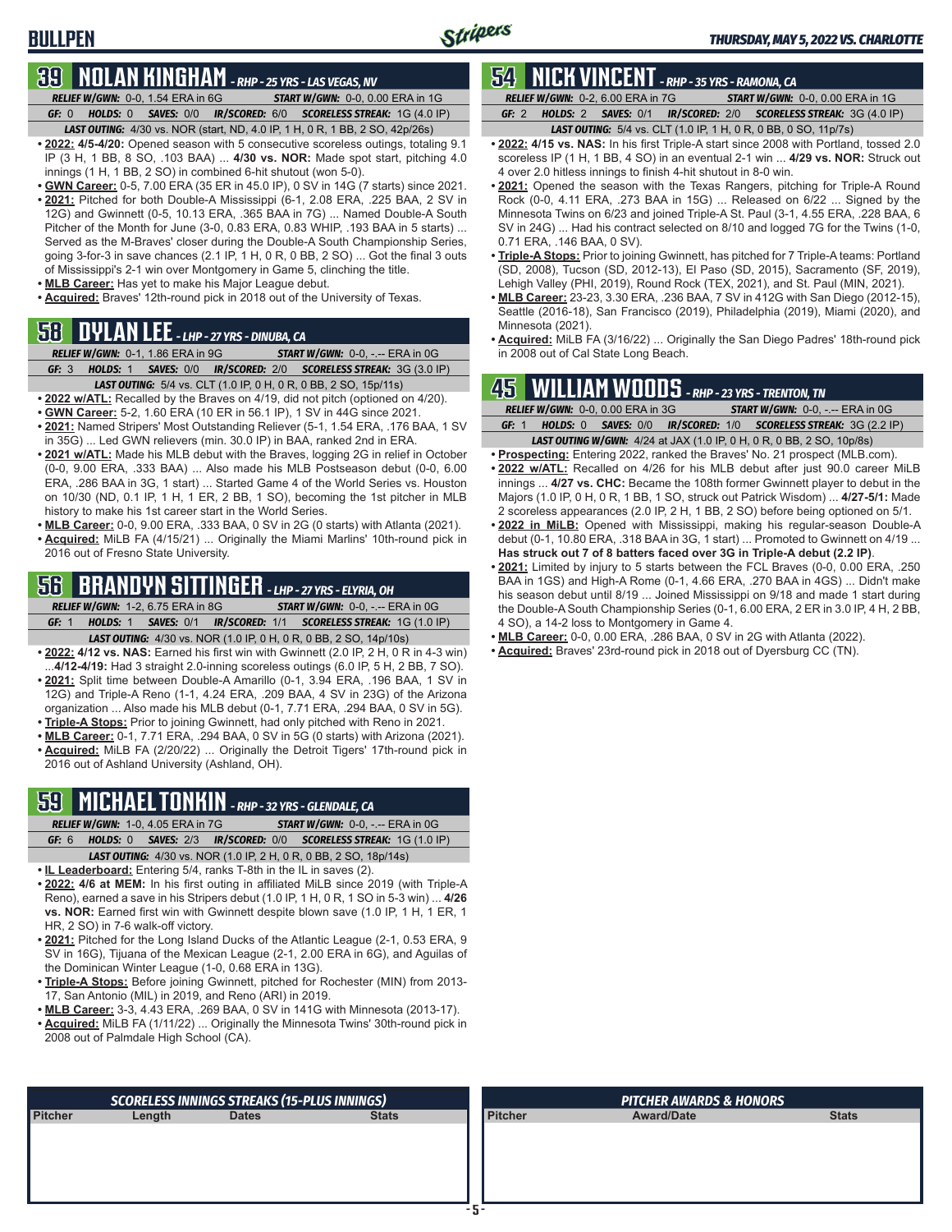# BULLPEN

## 39 NOLAN KINGHAM - RHP - 25 YRS - LAS VEGAS, NV

*RELIEF W/GWN:* 0-0, 1.54 ERA in 6G *START W/GWN:* 0-0, 0.00 ERA in 1G

*GF:* 0 *HOLDS:* 0 *SAVES:* 0/0 *IR/SCORED:* 6/0 *SCORELESS STREAK:* 1G (4.0 IP)

*LAST OUTING:* 4/30 vs. NOR (start, ND, 4.0 IP, 1 H, 0 R, 1 BB, 2 SO, 42p/26s)

- **2022: 4/5-4/20:** Opened season with 5 consecutive scoreless outings, totaling 9.1 IP (3 H, 1 BB, 8 SO, .103 BAA) ... **4/30 vs. NOR:** Made spot start, pitching 4.0 innings (1 H, 1 BB, 2 SO) in combined 6-hit shutout (won 5-0).
- **GWN Career:** 0-5, 7.00 ERA (35 ER in 45.0 IP), 0 SV in 14G (7 starts) since 2021.
- **2021:** Pitched for both Double-A Mississippi (6-1, 2.08 ERA, .225 BAA, 2 SV in 12G) and Gwinnett (0-5, 10.13 ERA, .365 BAA in 7G) ... Named Double-A South Pitcher of the Month for June (3-0, 0.83 ERA, 0.83 WHIP, .193 BAA in 5 starts) ... Served as the M-Braves' closer during the Double-A South Championship Series, going 3-for-3 in save chances (2.1 IP, 1 H, 0 R, 0 BB, 2 SO) ... Got the final 3 outs of Mississippi's 2-1 win over Montgomery in Game 5, clinching the title.
- **MLB Career:** Has yet to make his Major League debut.
- **Acquired:** Braves' 12th-round pick in 2018 out of the University of Texas.

## 58 DYLAN LEE - LHP - 27 YRS - DINUBA, CA

*RELIEF W/GWN:* 0-1, 1.86 ERA in 9G *START W/GWN:* 0-0, -.-- ERA in 0G

*GF:* 3 *HOLDS:* 1 *SAVES:* 0/0 *IR/SCORED:* 2/0 *SCORELESS STREAK:* 3G (3.0 IP)

*LAST OUTING:* 5/4 vs. CLT (1.0 IP, 0 H, 0 R, 0 BB, 2 SO, 15p/11s)

- **2022 w/ATL:** Recalled by the Braves on 4/19, did not pitch (optioned on 4/20).
- **GWN Career:** 5-2, 1.60 ERA (10 ER in 56.1 IP), 1 SV in 44G since 2021.
- **2021:** Named Stripers' Most Outstanding Reliever (5-1, 1.54 ERA, .176 BAA, 1 SV in 35G) ... Led GWN relievers (min. 30.0 IP) in BAA, ranked 2nd in ERA.
- **2021 w/ATL:** Made his MLB debut with the Braves, logging 2G in relief in October (0-0, 9.00 ERA, .333 BAA) ... Also made his MLB Postseason debut (0-0, 6.00 ERA, .286 BAA in 3G, 1 start) ... Started Game 4 of the World Series vs. Houston on 10/30 (ND, 0.1 IP, 1 H, 1 ER, 2 BB, 1 SO), becoming the 1st pitcher in MLB history to make his 1st career start in the World Series.
- **MLB Career:** 0-0, 9.00 ERA, .333 BAA, 0 SV in 2G (0 starts) with Atlanta (2021).
- **Acquired:** MiLB FA (4/15/21) ... Originally the Miami Marlins' 10th-round pick in 2016 out of Fresno State University.

## 56 BRANDYN SITTINGER - LHP - 27 YRS - ELYRIA, OH

*RELIEF W/GWN:* 1-2, 6.75 ERA in 8G *START W/GWN:* 0-0, -.-- ERA in 0G

*GF:* 1 *HOLDS:* 1 *SAVES:* 0/1 *IR/SCORED:* 1/1 *SCORELESS STREAK:* 1G (1.0 IP)

*LAST OUTING:* 4/30 vs. NOR (1.0 IP, 0 H, 0 R, 0 BB, 2 SO, 14p/10s)

- **2022: 4/12 vs. NAS:** Earned his first win with Gwinnett (2.0 IP, 2 H, 0 R in 4-3 win) ...**4/12-4/19:** Had 3 straight 2.0-inning scoreless outings (6.0 IP, 5 H, 2 BB, 7 SO).
- **2021:** Split time between Double-A Amarillo (0-1, 3.94 ERA, .196 BAA, 1 SV in 12G) and Triple-A Reno (1-1, 4.24 ERA, .209 BAA, 4 SV in 23G) of the Arizona organization ... Also made his MLB debut (0-1, 7.71 ERA, .294 BAA, 0 SV in 5G).
- **Triple-A Stops:** Prior to joining Gwinnett, had only pitched with Reno in 2021.
- **MLB Career:** 0-1, 7.71 ERA, .294 BAA, 0 SV in 5G (0 starts) with Arizona (2021).
- **Acquired:** MiLB FA (2/20/22) ... Originally the Detroit Tigers' 17th-round pick in 2016 out of Ashland University (Ashland, OH).

## 59 MICHAEL TONKIN - RHP - 32 YRS - GLENDALE, CA

*RELIEF W/GWN:* 1-0, 4.05 ERA in 7G *START W/GWN:* 0-0, -.-- ERA in 0G

*GF:* 6 *HOLDS:* 0 *SAVES:* 2/3 *IR/SCORED:* 0/0 *SCORELESS STREAK:* 1G (1.0 IP)

*LAST OUTING:* 4/30 vs. NOR (1.0 IP, 2 H, 0 R, 0 BB, 2 SO, 18p/14s)

- **IL Leaderboard:** Entering 5/4, ranks T-8th in the IL in saves (2).
- **2022: 4/6 at MEM:** In his first outing in affiliated MiLB since 2019 (with Triple-A Reno), earned a save in his Stripers debut (1.0 IP, 1 H, 0 R, 1 SO in 5-3 win) ... **4/26 vs. NOR:** Earned first win with Gwinnett despite blown save (1.0 IP, 1 H, 1 ER, 1 HR, 2 SO) in 7-6 walk-off victory.
- **2021:** Pitched for the Long Island Ducks of the Atlantic League (2-1, 0.53 ERA, 9 SV in 16G), Tijuana of the Mexican League (2-1, 2.00 ERA in 6G), and Aguilas of the Dominican Winter League (1-0, 0.68 ERA in 13G).
- **Triple-A Stops:** Before joining Gwinnett, pitched for Rochester (MIN) from 2013-17, San Antonio (MIL) in 2019, and Reno (ARI) in 2019.
- **MLB Career:** 3-3, 4.43 ERA, .269 BAA, 0 SV in 141G with Minnesota (2013-17).
- **Acquired:** MiLB FA (1/11/22) ... Originally the Minnesota Twins' 30th-round pick in 2008 out of Palmdale High School (CA).

## 54 NICK VINCENT - RHP - 35 YRS - RAMONA, CA

*RELIEF W/GWN:* 0-2, 6.00 ERA in 7G *START W/GWN:* 0-0, 0.00 ERA in 1G

*GF:* 2 *HOLDS:* 2 *SAVES:* 0/1 *IR/SCORED:* 2/0 *SCORELESS STREAK:* 3G (4.0 IP)

*LAST OUTING:* 5/4 vs. CLT (1.0 IP, 1 H, 0 R, 0 BB, 0 SO, 11p/7s)

- **2022: 4/15 vs. NAS:** In his first Triple-A start since 2008 with Portland, tossed 2.0 scoreless IP (1 H, 1 BB, 4 SO) in an eventual 2-1 win ... **4/29 vs. NOR:** Struck out 4 over 2.0 hitless innings to finish 4-hit shutout in 8-0 win.
- **2021:** Opened the season with the Texas Rangers, pitching for Triple-A Round Rock (0-0, 4.11 ERA, .273 BAA in 15G) ... Released on 6/22 ... Signed by the Minnesota Twins on 6/23 and joined Triple-A St. Paul (3-1, 4.55 ERA, .228 BAA, 6 SV in 24G) ... Had his contract selected on 8/10 and logged 7G for the Twins (1-0, 0.71 ERA, .146 BAA, 0 SV).
- **Triple-A Stops:** Prior to joining Gwinnett, has pitched for 7 Triple-A teams: Portland (SD, 2008), Tucson (SD, 2012-13), El Paso (SD, 2015), Sacramento (SF, 2019), Lehigh Valley (PHI, 2019), Round Rock (TEX, 2021), and St. Paul (MIN, 2021).
- **MLB Career:** 23-23, 3.30 ERA, .236 BAA, 7 SV in 412G with San Diego (2012-15), Seattle (2016-18), San Francisco (2019), Philadelphia (2019), Miami (2020), and Minnesota (2021).
- **Acquired:** MiLB FA (3/16/22) ... Originally the San Diego Padres' 18th-round pick in 2008 out of Cal State Long Beach.

## 45 WILLIAM WOODS - RHP - 23 YRS - TRENTON, TN

*RELIEF W/GWN:* 0-0, 0.00 ERA in 3G *START W/GWN:* 0-0, -.-- ERA in 0G

*GF:* 1 *HOLDS:* 0 *SAVES:* 0/0 *IR/SCORED:* 1/0 *SCORELESS STREAK:* 3G (2.2 IP)

*LAST OUTING W/GWN:* 4/24 at JAX (1.0 IP, 0 H, 0 R, 0 BB, 2 SO, 10p/8s)

- **Prospecting:** Entering 2022, ranked the Braves' No. 21 prospect (MLB.com).
- **2022 w/ATL:** Recalled on 4/26 for his MLB debut after just 90.0 career MiLB innings ... **4/27 vs. CHC:** Became the 108th former Gwinnett player to debut in the Majors (1.0 IP, 0 H, 0 R, 1 BB, 1 SO, struck out Patrick Wisdom) ... **4/27-5/1:** Made 2 scoreless appearances (2.0 IP, 2 H, 1 BB, 2 SO) before being optioned on 5/1.
- **2022 in MiLB:** Opened with Mississippi, making his regular-season Double-A debut (0-1, 10.80 ERA, .318 BAA in 3G, 1 start) ... Promoted to Gwinnett on 4/19 ... **Has struck out 7 of 8 batters faced over 3G in Triple-A debut (2.2 IP)**.
- **2021:** Limited by injury to 5 starts between the FCL Braves (0-0, 0.00 ERA, .250 BAA in 1GS) and High-A Rome (0-1, 4.66 ERA, .270 BAA in 4GS) ... Didn't make his season debut until 8/19 ... Joined Mississippi on 9/18 and made 1 start during the Double-A South Championship Series (0-1, 6.00 ERA, 2 ER in 3.0 IP, 4 H, 2 BB, 4 SO), a 14-2 loss to Montgomery in Game 4.
- **MLB Career:** 0-0, 0.00 ERA, .286 BAA, 0 SV in 2G with Atlanta (2022).
- **Acquired:** Braves' 23rd-round pick in 2018 out of Dyersburg CC (TN).

### SCORELESS INNINGS STREAKS (15-PLUS INNINGS)

| Pitcher | Length | Dates | Stats |
|---|---|---|---|

### PITCHER AWARDS & HONORS

| Pitcher | Award/Date | Stats |
|---|---|---|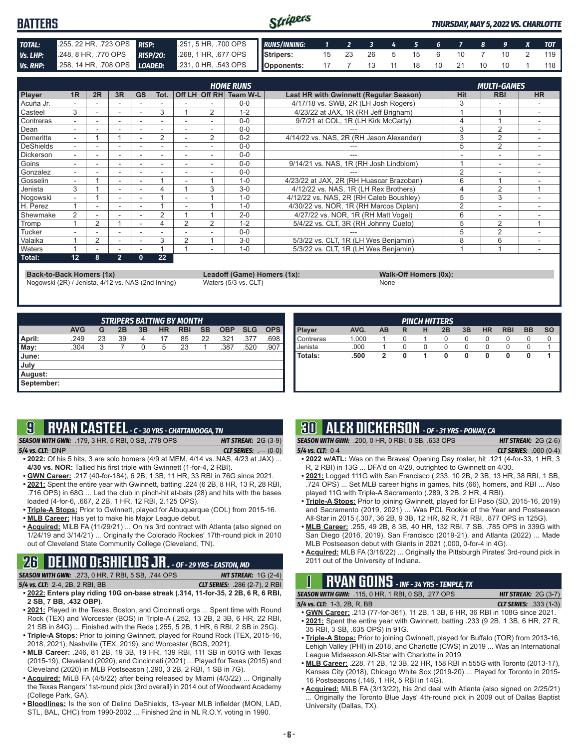# BATTERS

*THURSDAY, MAY 5, 2022 VS. CHARLOTTE*

| | | | |
|---|---|---|---|
| **TOTAL:** | .255, 22 HR, .723 OPS | **RISP:** | .251, 5 HR, .700 OPS |
| **Vs. LHP:** | .248, 8 HR, .770 OPS | **RISP/2O:** | .268, 1 HR, .677 OPS |
| **Vs. RHP:** | .258, 14 HR, .708 OPS | **LOADED:** | .231, 0 HR, .543 OPS |

| RUNS/INNING: | 1 | 2 | 3 | 4 | 5 | 6 | 7 | 8 | 9 | X | TOT |
|---|---|---|---|---|---|---|---|---|---|---|---|
| Stripers: | 15 | 23 | 26 | 5 | 15 | 6 | 10 | 7 | 10 | 2 | 119 |
| Opponents: | 17 | 7 | 13 | 11 | 18 | 10 | 21 | 10 | 10 | 1 | 118 |

| | HOME RUNS | | | | | | | | | MULTI-GAMES | | |
|---|---|---|---|---|---|---|---|---|---|---|---|---|
| Player | 1R | 2R | 3R | GS | Tot. | Off LH | Off RH | Team W-L | Last HR with Gwinnett (Regular Season) | Hit | RBI | HR |
| Acuña Jr. | - | - | - | - | - | - | - | 0-0 | 4/17/18 vs. SWB, 2R (LH Josh Rogers) | 3 | - | - |
| Casteel | 3 | - | - | - | 3 | 1 | 2 | 1-2 | 4/23/22 at JAX, 1R (RH Jeff Brigham) | 1 | 1 | - |
| Contreras | - | - | - | - | - | - | - | 0-0 | 9/7/21 at COL, 1R (LH Kirk McCarty) | 4 | 1 | - |
| Dean | - | - | - | - | - | - | - | 0-0 | --- | 3 | 2 | - |
| Demeritte | - | 1 | 1 | - | 2 | - | 2 | 0-2 | 4/14/22 vs. NAS, 2R (RH Jason Alexander) | 3 | 2 | - |
| DeShields | - | - | - | - | - | - | - | 0-0 | --- | 5 | 2 | - |
| Dickerson | - | - | - | - | - | - | - | 0-0 | --- | - | - | - |
| Goins | - | - | - | - | - | - | - | 0-0 | 9/14/21 vs. NAS, 1R (RH Josh Lindblom) | 1 | - | - |
| Gonzalez | - | - | - | - | - | - | - | 0-0 | --- | 2 | - | - |
| Gosselin | - | 1 | - | - | 1 | - | 1 | 1-0 | 4/23/22 at JAX, 2R (RH Huascar Brazoban) | 6 | 1 | - |
| Jenista | 3 | 1 | - | - | 4 | 1 | 3 | 3-0 | 4/12/22 vs. NAS, 1R (LH Rex Brothers) | 4 | 2 | 1 |
| Nogowski | - | 1 | - | - | 1 | - | 1 | 1-0 | 4/12/22 vs. NAS, 2R (RH Caleb Boushley) | 5 | 3 | - |
| H. Perez | 1 | - | - | - | 1 | - | 1 | 1-0 | 4/30/22 vs. NOR, 1R (RH Marcos Diplan) | 2 | - | - |
| Shewmake | 2 | - | - | - | 2 | 1 | 1 | 2-0 | 4/27/22 vs. NOR, 1R (RH Matt Vogel) | 6 | - | - |
| Tromp | 1 | 2 | 1 | - | 4 | 2 | 2 | 1-2 | 5/4/22 vs. CLT, 3R (RH Johnny Cueto) | 5 | 2 | 1 |
| Tucker | - | - | - | - | - | - | - | 0-0 | --- | 5 | 2 | - |
| Valaika | 1 | 2 | - | - | 3 | 2 | 1 | 3-0 | 5/3/22 vs. CLT, 1R (LH Wes Benjamin) | 8 | 6 | - |
| Waters | 1 | - | - | - | 1 | 1 | - | 1-0 | 5/3/22 vs. CLT, 1R (LH Wes Benjamin) | 1 | 1 | - |
| **Total:** | **12** | **8** | **2** | **0** | **22** | | | | | | | |

**Back-to-Back Homers (1x)**
Nogowski (2R) / Jenista, 4/12 vs. NAS (2nd Inning)

**Leadoff (Game) Homers (1x):**
Waters (5/3 vs. CLT)

**Walk-Off Homers (0x):**
None

| STRIPERS BATTING BY MONTH | AVG | G | 2B | 3B | HR | RBI | SB | OBP | SLG | OPS |
|---|---|---|---|---|---|---|---|---|---|---|
| April: | .249 | 23 | 39 | 4 | 17 | 85 | 22 | .321 | .377 | .698 |
| May: | .304 | 3 | 7 | 0 | 5 | 23 | 1 | .387 | .520 | .907 |
| June: | | | | | | | | | | |
| July | | | | | | | | | | |
| August: | | | | | | | | | | |
| September: | | | | | | | | | | |

| PINCH HITTERS Player | AVG. | AB | R | H | 2B | 3B | HR | RBI | BB | SO |
|---|---|---|---|---|---|---|---|---|---|---|
| Contreras | 1.000 | 1 | 0 | 1 | 0 | 0 | 0 | 0 | 0 | 0 |
| Jenista | .000 | 1 | 0 | 0 | 0 | 0 | 0 | 0 | 0 | 1 |
| **Totals:** | **.500** | **2** | **0** | **1** | **0** | **0** | **0** | **0** | **0** | **1** |

## 9 RYAN CASTEEL - C - 30 YRS - CHATTANOOGA, TN

**SEASON WITH GWN:** .179, 3 HR, 5 RBI, 0 SB, .778 OPS — **HIT STREAK:** 2G (3-9)
**5/4 vs. CLT:** DNP — **CLT SERIES:** .--- (0-0)

- **2022:** Of his 5 hits, 3 are solo homers (4/9 at MEM, 4/14 vs. NAS, 4/23 at JAX) ... **4/30 vs. NOR:** Tallied his first triple with Gwinnett (1-for-4, 2 RBI).
- **GWN Career:** .217 (40-for-184), 6 2B, 1 3B, 11 HR, 33 RBI in 76G since 2021.
- **2021:** Spent the entire year with Gwinnett, batting .224 (6 2B, 8 HR, 13 R, 28 RBI, .716 OPS) in 68G ... Led the club in pinch-hit at-bats (28) and hits with the bases loaded (4-for-6, .667, 2 2B, 1 HR, 12 RBI, 2.125 OPS).
- **Triple-A Stops:** Prior to Gwinnett, played for Albuquerque (COL) from 2015-16.
- **MLB Career:** Has yet to make his Major League debut.
- **Acquired:** MiLB FA (11/29/21) ... On his 3rd contract with Atlanta (also signed on 1/24/19 and 3/14/21) ... Originally the Colorado Rockies' 17th-round pick in 2010 out of Cleveland State Community College (Cleveland, TN).

## 26 DELINO DESHIELDS JR. - OF - 29 YRS - EASTON, MD

**SEASON WITH GWN:** .273, 0 HR, 7 RBI, 5 SB, .744 OPS — **HIT STREAK:** 1G (2-4)
**5/4 vs. CLT:** 2-4, 2B, 2 RBI, BB — **CLT SERIES:** .286 (2-7), 2 RBI

- **2022: Enters play riding 10G on-base streak (.314, 11-for-35, 2 2B, 6 R, 6 RBI, 2 SB, 7 BB, .432 OBP)**.
- **2021:** Played in the Texas, Boston, and Cincinnati orgs ... Spent time with Round Rock (TEX) and Worcester (BOS) in Triple-A (.252, 13 2B, 2 3B, 6 HR, 22 RBI, 21 SB in 84G) ... Finished with the Reds (.255, 5 2B, 1 HR, 6 RBI, 2 SB in 25G).
- **Triple-A Stops:** Prior to joining Gwinnett, played for Round Rock (TEX, 2015-16, 2018, 2021), Nashville (TEX, 2019), and Worcester (BOS, 2021).
- **MLB Career:** .246, 81 2B, 19 3B, 19 HR, 139 RBI, 111 SB in 601G with Texas (2015-19), Cleveland (2020), and Cincinnati (2021) ... Played for Texas (2015) and Cleveland (2020) in MLB Postseason (.290, 3 2B, 2 RBI, 1 SB in 7G).
- **Acquired:** MiLB FA (4/5/22) after being released by Miami (4/3/22) ... Originally the Texas Rangers' 1st-round pick (3rd overall) in 2014 out of Woodward Academy (College Park, GA).
- **Bloodlines:** Is the son of Delino DeShields, 13-year MLB infielder (MON, LAD, STL, BAL, CHC) from 1990-2002 ... Finished 2nd in NL R.O.Y. voting in 1990.

## 30 ALEX DICKERSON - OF - 31 YRS - POWAY, CA

**SEASON WITH GWN:** .200, 0 HR, 0 RBI, 0 SB, .633 OPS — **HIT STREAK:** 2G (2-6)
**5/4 vs. CLT:** 0-4 — **CLT SERIES:** .000 (0-4)

- **2022 w/ATL:** Was on the Braves' Opening Day roster, hit .121 (4-for-33, 1 HR, 3 R, 2 RBI) in 13G ... DFA'd on 4/28, outrighted to Gwinnett on 4/30.
- **2021:** Logged 111G with San Francisco (.233, 10 2B, 2 3B, 13 HR, 38 RBI, 1 SB, .724 OPS) ... Set MLB career highs in games, hits (66), homers, and RBI ... Also played 11G with Triple-A Sacramento (.289, 3 2B, 2 HR, 4 RBI).
- **Triple-A Stops:** Prior to joining Gwinnett, played for El Paso (SD, 2015-16, 2019) and Sacramento (2019, 2021) ... Was PCL Rookie of the Year and Postseason All-Star in 2015 (.307, 36 2B, 9 3B, 12 HR, 82 R, 71 RBI, .877 OPS in 125G).
- **MLB Career:** .255, 49 2B, 8 3B, 40 HR, 132 RBI, 7 SB, .785 OPS in 339G with San Diego (2016, 2019), San Francisco (2019-21), and Atlanta (2022) ... Made MLB Postseason debut with Giants in 2021 (.000, 0-for-4 in 4G).
- **Acquired:** MLB FA (3/16/22) ... Originally the Pittsburgh Pirates' 3rd-round pick in 2011 out of the University of Indiana.

## 1 RYAN GOINS - INF - 34 YRS - TEMPLE, TX

**SEASON WITH GWN:** .115, 0 HR, 1 RBI, 0 SB, .277 OPS — **HIT STREAK:** 2G (3-7)
**5/4 vs. CLT:** 1-3, 2B, R, BB — **CLT SERIES:** .333 (1-3)

- **GWN Career:** .213 (77-for-361), 11 2B, 1 3B, 6 HR, 36 RBI in 108G since 2021.
- **2021:** Spent the entire year with Gwinnett, batting .233 (9 2B, 1 3B, 6 HR, 27 R, 35 RBI, 3 SB, .635 OPS) in 91G.
- **Triple-A Stops:** Prior to joining Gwinnett, played for Buffalo (TOR) from 2013-16, Lehigh Valley (PHI) in 2018, and Charlotte (CWS) in 2019 ... Was an International League Midseason All-Star with Charlotte in 2019.
- **MLB Career:** .228, 71 2B, 12 3B, 22 HR, 158 RBI in 555G with Toronto (2013-17), Kansas City (2018), Chicago White Sox (2019-20) ... Played for Toronto in 2015-16 Postseasons (.146, 1 HR, 5 RBI in 14G).
- **Acquired:** MiLB FA (3/13/22), his 2nd deal with Atlanta (also signed on 2/25/21) ... Originally the Toronto Blue Jays' 4th-round pick in 2009 out of Dallas Baptist University (Dallas, TX).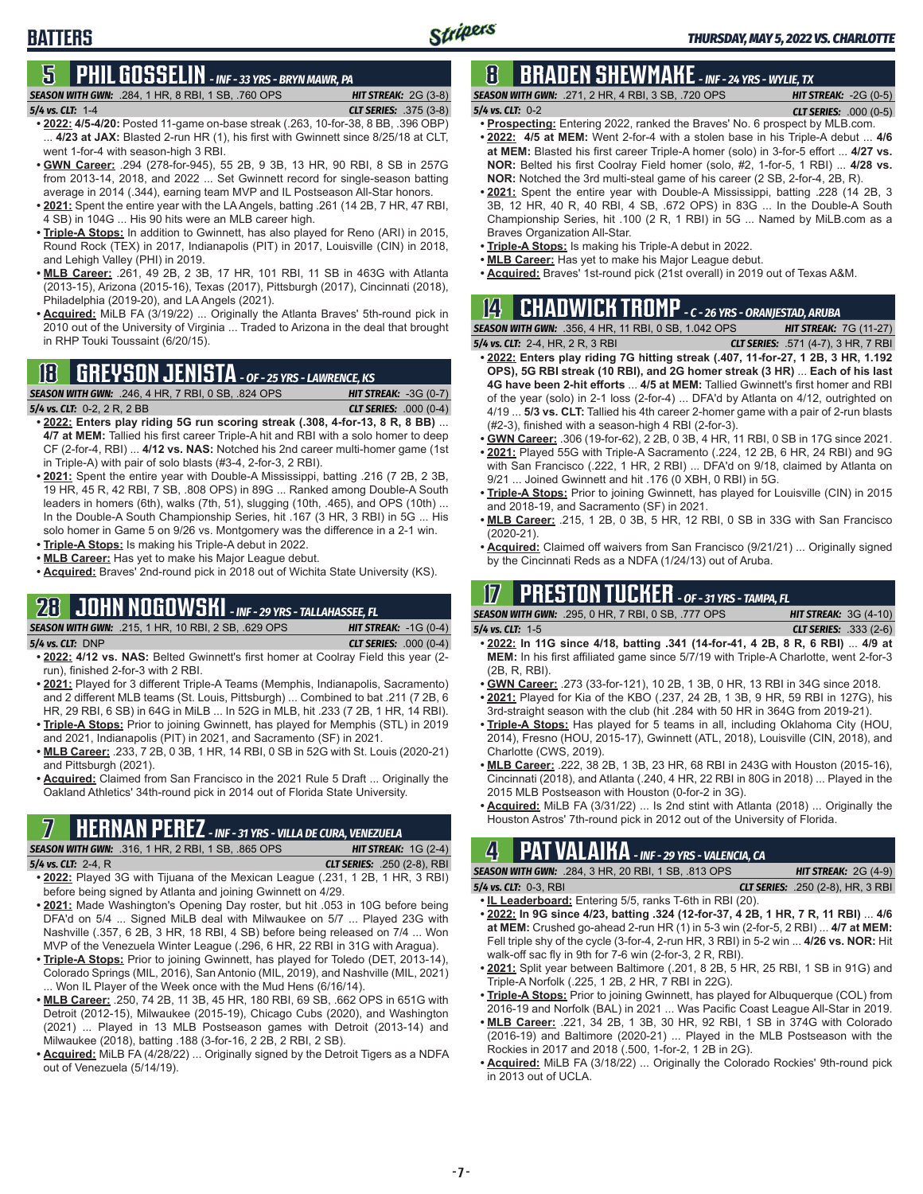## BATTERS

## 5 PHIL GOSSELIN - INF - 33 YRS - BRYN MAWR, PA

**SEASON WITH GWN:** .284, 1 HR, 8 RBI, 1 SB, .760 OPS — **HIT STREAK:** 2G (3-8)
**5/4 vs. CLT:** 1-4 — **CLT SERIES:** .375 (3-8)

- **2022: 4/5-4/20:** Posted 11-game on-base streak (.263, 10-for-38, 8 BB, .396 OBP) ... **4/23 at JAX:** Blasted 2-run HR (1), his first with Gwinnett since 8/25/18 at CLT, went 1-for-4 with season-high 3 RBI.
- **GWN Career:** .294 (278-for-945), 55 2B, 9 3B, 13 HR, 90 RBI, 8 SB in 257G from 2013-14, 2018, and 2022 ... Set Gwinnett record for single-season batting average in 2014 (.344), earning team MVP and IL Postseason All-Star honors.
- **2021:** Spent the entire year with the LA Angels, batting .261 (14 2B, 7 HR, 47 RBI, 4 SB) in 104G ... His 90 hits were an MLB career high.
- **Triple-A Stops:** In addition to Gwinnett, has also played for Reno (ARI) in 2015, Round Rock (TEX) in 2017, Indianapolis (PIT) in 2017, Louisville (CIN) in 2018, and Lehigh Valley (PHI) in 2019.
- **MLB Career:** .261, 49 2B, 2 3B, 17 HR, 101 RBI, 11 SB in 463G with Atlanta (2013-15), Arizona (2015-16), Texas (2017), Pittsburgh (2017), Cincinnati (2018), Philadelphia (2019-20), and LA Angels (2021).
- **Acquired:** MiLB FA (3/19/22) ... Originally the Atlanta Braves' 5th-round pick in 2010 out of the University of Virginia ... Traded to Arizona in the deal that brought in RHP Touki Toussaint (6/20/15).

## 18 GREYSON JENISTA - OF - 25 YRS - LAWRENCE, KS

**SEASON WITH GWN:** .246, 4 HR, 7 RBI, 0 SB, .824 OPS — **HIT STREAK:** -3G (0-7)
**5/4 vs. CLT:** 0-2, 2 R, 2 BB — **CLT SERIES:** .000 (0-4)

- **2022: Enters play riding 5G run scoring streak (.308, 4-for-13, 8 R, 8 BB)** ... **4/7 at MEM:** Tallied his first career Triple-A hit and RBI with a solo homer to deep CF (2-for-4, RBI) ... **4/12 vs. NAS:** Notched his 2nd career multi-homer game (1st in Triple-A) with pair of solo blasts (#3-4, 2-for-3, 2 RBI).
- **2021:** Spent the entire year with Double-A Mississippi, batting .216 (7 2B, 2 3B, 19 HR, 45 R, 42 RBI, 7 SB, .808 OPS) in 89G ... Ranked among Double-A South leaders in homers (6th), walks (7th, 51), slugging (10th, .465), and OPS (10th) ... In the Double-A South Championship Series, hit .167 (3 HR, 3 RBI) in 5G ... His solo homer in Game 5 on 9/26 vs. Montgomery was the difference in a 2-1 win.
- **Triple-A Stops:** Is making his Triple-A debut in 2022.
- **MLB Career:** Has yet to make his Major League debut.
- **Acquired:** Braves' 2nd-round pick in 2018 out of Wichita State University (KS).

## 28 JOHN NOGOWSKI - INF - 29 YRS - TALLAHASSEE, FL

**SEASON WITH GWN:** .215, 1 HR, 10 RBI, 2 SB, .629 OPS — **HIT STREAK:** -1G (0-4)
**5/4 vs. CLT:** DNP — **CLT SERIES:** .000 (0-4)

- **2022: 4/12 vs. NAS:** Belted Gwinnett's first homer at Coolray Field this year (2-run), finished 2-for-3 with 2 RBI.
- **2021:** Played for 3 different Triple-A Teams (Memphis, Indianapolis, Sacramento) and 2 different MLB teams (St. Louis, Pittsburgh) ... Combined to bat .211 (7 2B, 6 HR, 29 RBI, 6 SB) in 64G in MiLB ... In 52G in MLB, hit .233 (7 2B, 1 HR, 14 RBI).
- **Triple-A Stops:** Prior to joining Gwinnett, has played for Memphis (STL) in 2019 and 2021, Indianapolis (PIT) in 2021, and Sacramento (SF) in 2021.
- **MLB Career:** .233, 7 2B, 0 3B, 1 HR, 14 RBI, 0 SB in 52G with St. Louis (2020-21) and Pittsburgh (2021).
- **Acquired:** Claimed from San Francisco in the 2021 Rule 5 Draft ... Originally the Oakland Athletics' 34th-round pick in 2014 out of Florida State University.

## 7 HERNAN PEREZ - INF - 31 YRS - VILLA DE CURA, VENEZUELA

**SEASON WITH GWN:** .316, 1 HR, 2 RBI, 1 SB, .865 OPS — **HIT STREAK:** 1G (2-4)
**5/4 vs. CLT:** 2-4, R — **CLT SERIES:** .250 (2-8), RBI

- **2022:** Played 3G with Tijuana of the Mexican League (.231, 1 2B, 1 HR, 3 RBI) before being signed by Atlanta and joining Gwinnett on 4/29.
- **2021:** Made Washington's Opening Day roster, but hit .053 in 10G before being DFA'd on 5/4 ... Signed MiLB deal with Milwaukee on 5/7 ... Played 23G with Nashville (.357, 6 2B, 3 HR, 18 RBI, 4 SB) before being released on 7/4 ... Won MVP of the Venezuela Winter League (.296, 6 HR, 22 RBI in 31G with Aragua).
- **Triple-A Stops:** Prior to joining Gwinnett, has played for Toledo (DET, 2013-14), Colorado Springs (MIL, 2016), San Antonio (MIL, 2019), and Nashville (MIL, 2021) ... Won IL Player of the Week once with the Mud Hens (6/16/14).
- **MLB Career:** .250, 74 2B, 11 3B, 45 HR, 180 RBI, 69 SB, .662 OPS in 651G with Detroit (2012-15), Milwaukee (2015-19), Chicago Cubs (2020), and Washington (2021) ... Played in 13 MLB Postseason games with Detroit (2013-14) and Milwaukee (2018), batting .188 (3-for-16, 2 2B, 2 RBI, 2 SB).
- **Acquired:** MiLB FA (4/28/22) ... Originally signed by the Detroit Tigers as a NDFA out of Venezuela (5/14/19).

## 8 BRADEN SHEWMAKE - INF - 24 YRS - WYLIE, TX

**SEASON WITH GWN:** .271, 2 HR, 4 RBI, 3 SB, .720 OPS — **HIT STREAK:** -2G (0-5)
**5/4 vs. CLT:** 0-2 — **CLT SERIES:** .000 (0-5)

- **Prospecting:** Entering 2022, ranked the Braves' No. 6 prospect by MLB.com.
- **2022: 4/5 at MEM:** Went 2-for-4 with a stolen base in his Triple-A debut ... **4/6 at MEM:** Blasted his first career Triple-A homer (solo) in 3-for-5 effort ... **4/27 vs. NOR:** Belted his first Coolray Field homer (solo, #2, 1-for-5, 1 RBI) ... **4/28 vs. NOR:** Notched the 3rd multi-steal game of his career (2 SB, 2-for-4, 2B, R).
- **2021:** Spent the entire year with Double-A Mississippi, batting .228 (14 2B, 3 3B, 12 HR, 40 R, 40 RBI, 4 SB, .672 OPS) in 83G ... In the Double-A South Championship Series, hit .100 (2 R, 1 RBI) in 5G ... Named by MiLB.com as a Braves Organization All-Star.
- **Triple-A Stops:** Is making his Triple-A debut in 2022.
- **MLB Career:** Has yet to make his Major League debut.
- **Acquired:** Braves' 1st-round pick (21st overall) in 2019 out of Texas A&M.

## 14 CHADWICK TROMP - C - 26 YRS - ORANJESTAD, ARUBA

**SEASON WITH GWN:** .356, 4 HR, 11 RBI, 0 SB, 1.042 OPS — **HIT STREAK:** 7G (11-27)
**5/4 vs. CLT:** 2-4, HR, 2 R, 3 RBI — **CLT SERIES:** .571 (4-7), 3 HR, 7 RBI

- **2022: Enters play riding 7G hitting streak (.407, 11-for-27, 1 2B, 3 HR, 1.192 OPS), 5G RBI streak (10 RBI), and 2G homer streak (3 HR)** ... **Each of his last 4G have been 2-hit efforts** ... **4/5 at MEM:** Tallied Gwinnett's first homer and RBI of the year (solo) in 2-1 loss (2-for-4) ... DFA'd by Atlanta on 4/12, outrighted on 4/19 ... **5/3 vs. CLT:** Tallied his 4th career 2-homer game with a pair of 2-run blasts (#2-3), finished with a season-high 4 RBI (2-for-3).
- **GWN Career:** .306 (19-for-62), 2 2B, 0 3B, 4 HR, 11 RBI, 0 SB in 17G since 2021.
- **2021:** Played 55G with Triple-A Sacramento (.224, 12 2B, 6 HR, 24 RBI) and 9G with San Francisco (.222, 1 HR, 2 RBI) ... DFA'd on 9/18, claimed by Atlanta on 9/21 ... Joined Gwinnett and hit .176 (0 XBH, 0 RBI) in 5G.
- **Triple-A Stops:** Prior to joining Gwinnett, has played for Louisville (CIN) in 2015 and 2018-19, and Sacramento (SF) in 2021.
- **MLB Career:** .215, 1 2B, 0 3B, 5 HR, 12 RBI, 0 SB in 33G with San Francisco (2020-21).
- **Acquired:** Claimed off waivers from San Francisco (9/21/21) ... Originally signed by the Cincinnati Reds as a NDFA (1/24/13) out of Aruba.

## 17 PRESTON TUCKER - OF - 31 YRS - TAMPA, FL

**SEASON WITH GWN:** .295, 0 HR, 7 RBI, 0 SB, .777 OPS — **HIT STREAK:** 3G (4-10)
**5/4 vs. CLT:** 1-5 — **CLT SERIES:** .333 (2-6)

- **2022: In 11G since 4/18, batting .341 (14-for-41, 4 2B, 8 R, 6 RBI)** ... **4/9 at MEM:** In his first affiliated game since 5/7/19 with Triple-A Charlotte, went 2-for-3 (2B, R, RBI).
- **GWN Career:** .273 (33-for-121), 10 2B, 1 3B, 0 HR, 13 RBI in 34G since 2018.
- **2021:** Played for Kia of the KBO (.237, 24 2B, 1 3B, 9 HR, 59 RBI in 127G), his 3rd-straight season with the club (hit .284 with 50 HR in 364G from 2019-21).
- **Triple-A Stops:** Has played for 5 teams in all, including Oklahoma City (HOU, 2014), Fresno (HOU, 2015-17), Gwinnett (ATL, 2018), Louisville (CIN, 2018), and Charlotte (CWS, 2019).
- **MLB Career:** .222, 38 2B, 1 3B, 23 HR, 68 RBI in 243G with Houston (2015-16), Cincinnati (2018), and Atlanta (.240, 4 HR, 22 RBI in 80G in 2018) ... Played in the 2015 MLB Postseason with Houston (0-for-2 in 3G).
- **Acquired:** MiLB FA (3/31/22) ... Is 2nd stint with Atlanta (2018) ... Originally the Houston Astros' 7th-round pick in 2012 out of the University of Florida.

## 4 PAT VALAIKA - INF - 29 YRS - VALENCIA, CA

**SEASON WITH GWN:** .284, 3 HR, 20 RBI, 1 SB, .813 OPS — **HIT STREAK:** 2G (4-9)
**5/4 vs. CLT:** 0-3, RBI — **CLT SERIES:** .250 (2-8), HR, 3 RBI

- **IL Leaderboard:** Entering 5/5, ranks T-6th in RBI (20).
- **2022: In 9G since 4/23, batting .324 (12-for-37, 4 2B, 1 HR, 7 R, 11 RBI)** ... **4/6 at MEM:** Crushed go-ahead 2-run HR (1) in 5-3 win (2-for-5, 2 RBI) ... **4/7 at MEM:** Fell triple shy of the cycle (3-for-4, 2-run HR, 3 RBI) in 5-2 win ... **4/26 vs. NOR:** Hit walk-off sac fly in 9th for 7-6 win (2-for-3, 2 R, RBI).
- **2021:** Split year between Baltimore (.201, 8 2B, 5 HR, 25 RBI, 1 SB in 91G) and Triple-A Norfolk (.225, 1 2B, 2 HR, 7 RBI in 22G).
- **Triple-A Stops:** Prior to joining Gwinnett, has played for Albuquerque (COL) from 2016-19 and Norfolk (BAL) in 2021 ... Was Pacific Coast League All-Star in 2019.
- **MLB Career:** .221, 34 2B, 1 3B, 30 HR, 92 RBI, 1 SB in 374G with Colorado (2016-19) and Baltimore (2020-21) ... Played in the MLB Postseason with the Rockies in 2017 and 2018 (.500, 1-for-2, 1 2B in 2G).
- **Acquired:** MiLB FA (3/18/22) ... Originally the Colorado Rockies' 9th-round pick in 2013 out of UCLA.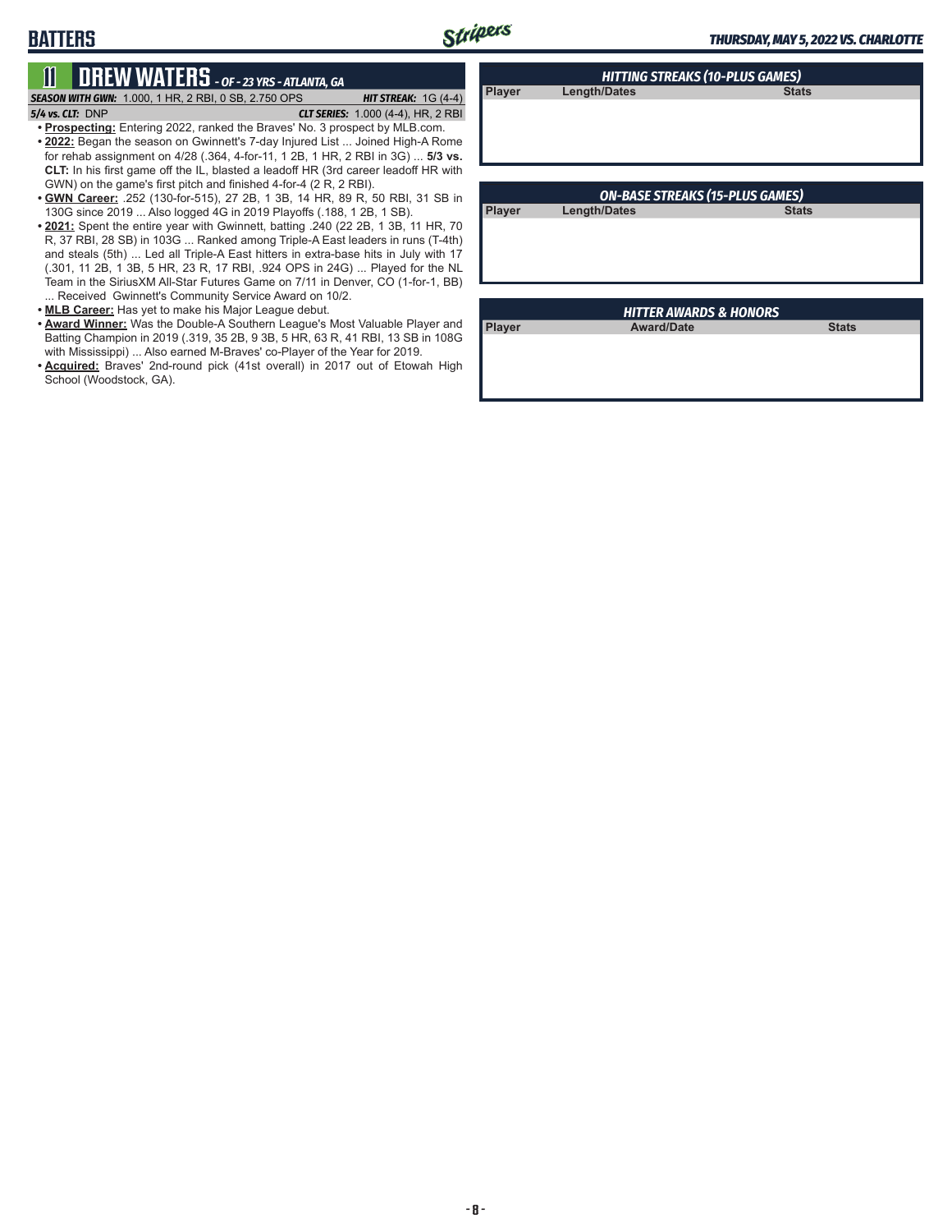# BATTERS

## 11 DREW WATERS - OF - 23 YRS - ATLANTA, GA

**SEASON WITH GWN:** 1.000, 1 HR, 2 RBI, 0 SB, 2.750 OPS **HIT STREAK:** 1G (4-4)
**5/4 vs. CLT:** DNP **CLT SERIES:** 1.000 (4-4), HR, 2 RBI

- **Prospecting:** Entering 2022, ranked the Braves' No. 3 prospect by MLB.com.
- **2022:** Began the season on Gwinnett's 7-day Injured List ... Joined High-A Rome for rehab assignment on 4/28 (.364, 4-for-11, 1 2B, 1 HR, 2 RBI in 3G) ... **5/3 vs. CLT:** In his first game off the IL, blasted a leadoff HR (3rd career leadoff HR with GWN) on the game's first pitch and finished 4-for-4 (2 R, 2 RBI).
- **GWN Career:** .252 (130-for-515), 27 2B, 1 3B, 14 HR, 89 R, 50 RBI, 31 SB in 130G since 2019 ... Also logged 4G in 2019 Playoffs (.188, 1 2B, 1 SB).
- **2021:** Spent the entire year with Gwinnett, batting .240 (22 2B, 1 3B, 11 HR, 70 R, 37 RBI, 28 SB) in 103G ... Ranked among Triple-A East leaders in runs (T-4th) and steals (5th) ... Led all Triple-A East hitters in extra-base hits in July with 17 (.301, 11 2B, 1 3B, 5 HR, 23 R, 17 RBI, .924 OPS in 24G) ... Played for the NL Team in the SiriusXM All-Star Futures Game on 7/11 in Denver, CO (1-for-1, BB) ... Received Gwinnett's Community Service Award on 10/2.
- **MLB Career:** Has yet to make his Major League debut.
- **Award Winner:** Was the Double-A Southern League's Most Valuable Player and Batting Champion in 2019 (.319, 35 2B, 9 3B, 5 HR, 63 R, 41 RBI, 13 SB in 108G with Mississippi) ... Also earned M-Braves' co-Player of the Year for 2019.
- **Acquired:** Braves' 2nd-round pick (41st overall) in 2017 out of Etowah High School (Woodstock, GA).

### HITTING STREAKS (10-PLUS GAMES)

| Player | Length/Dates | Stats |
|---|---|---|

### ON-BASE STREAKS (15-PLUS GAMES)

| Player | Length/Dates | Stats |
|---|---|---|

### HITTER AWARDS & HONORS

| Player | Award/Date | Stats |
|---|---|---|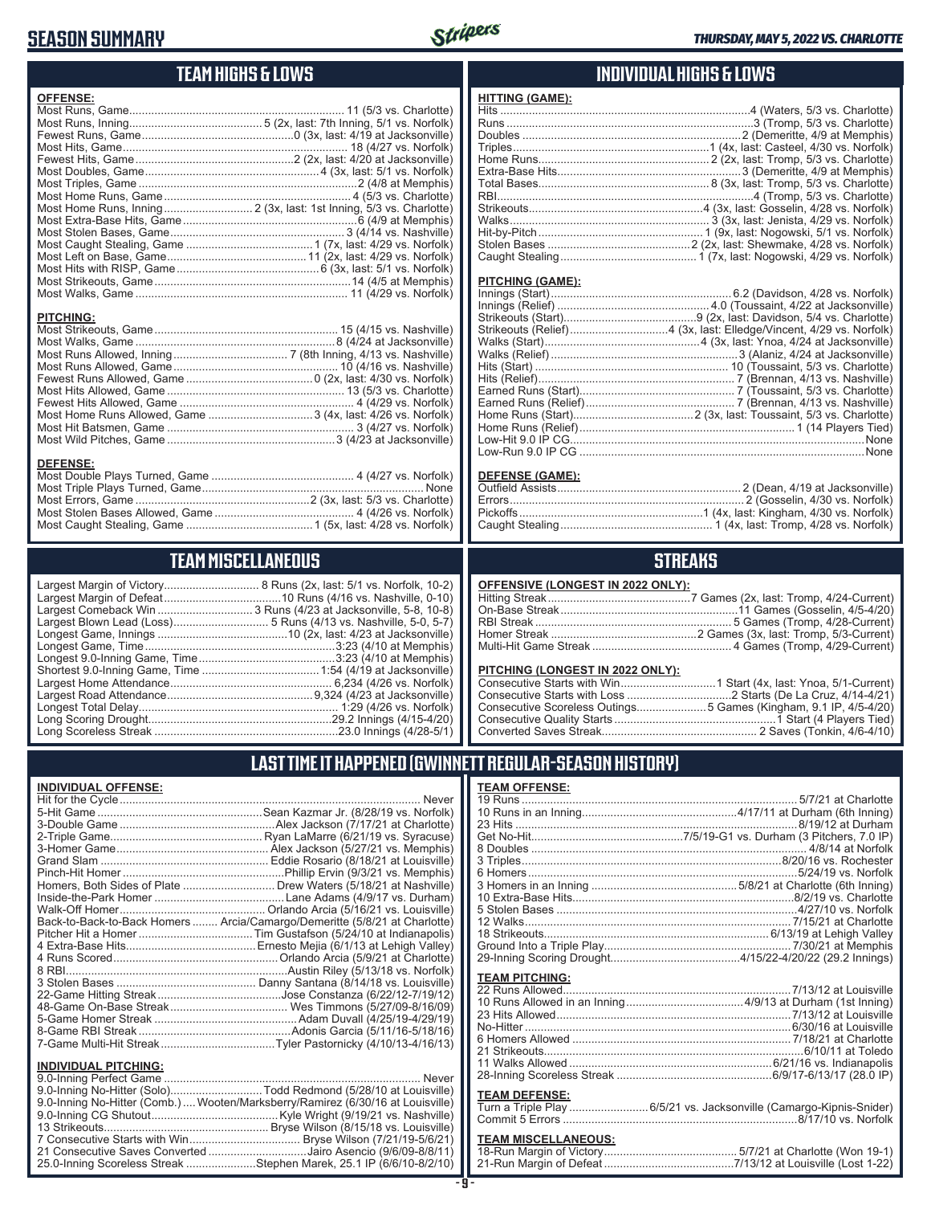# SEASON SUMMARY

*THURSDAY, MAY 5, 2022 VS. CHARLOTTE*

## TEAM HIGHS & LOWS

**OFFENSE:**

| | |
|---|---|
| Most Runs, Game | 11 (5/3 vs. Charlotte) |
| Most Runs, Inning | 5 (2x, last: 7th Inning, 5/1 vs. Norfolk) |
| Fewest Runs, Game | 0 (3x, last: 4/19 at Jacksonville) |
| Most Hits, Game | 18 (4/27 vs. Norfolk) |
| Fewest Hits, Game | 2 (2x, last: 4/20 at Jacksonville) |
| Most Doubles, Game | 4 (3x, last: 5/1 vs. Norfolk) |
| Most Triples, Game | 2 (4/8 at Memphis) |
| Most Home Runs, Game | 4 (5/3 vs. Charlotte) |
| Most Home Runs, Inning | 2 (3x, last: 1st Inning, 5/3 vs. Charlotte) |
| Most Extra-Base Hits, Game | 6 (4/9 at Memphis) |
| Most Stolen Bases, Game | 3 (4/14 vs. Nashville) |
| Most Caught Stealing, Game | 1 (7x, last: 4/29 vs. Norfolk) |
| Most Left on Base, Game | 11 (2x, last: 4/29 vs. Norfolk) |
| Most Hits with RISP, Game | 6 (3x, last: 5/1 vs. Norfolk) |
| Most Strikeouts, Game | 14 (4/5 at Memphis) |
| Most Walks, Game | 11 (4/29 vs. Norfolk) |

**PITCHING:**

| | |
|---|---|
| Most Strikeouts, Game | 15 (4/15 vs. Nashville) |
| Most Walks, Game | 8 (4/24 at Jacksonville) |
| Most Runs Allowed, Inning | 7 (8th Inning, 4/13 vs. Nashville) |
| Most Runs Allowed, Game | 10 (4/16 vs. Nashville) |
| Fewest Runs Allowed, Game | 0 (2x, last: 4/30 vs. Norfolk) |
| Most Hits Allowed, Game | 13 (5/3 vs. Charlotte) |
| Fewest Hits Allowed, Game | 4 (4/29 vs. Norfolk) |
| Most Home Runs Allowed, Game | 3 (4x, last: 4/26 vs. Norfolk) |
| Most Hit Batsmen, Game | 3 (4/27 vs. Norfolk) |
| Most Wild Pitches, Game | 3 (4/23 at Jacksonville) |

**DEFENSE:**

| | |
|---|---|
| Most Double Plays Turned, Game | 4 (4/27 vs. Norfolk) |
| Most Triple Plays Turned, Game | None |
| Most Errors, Game | 2 (3x, last: 5/3 vs. Charlotte) |
| Most Stolen Bases Allowed, Game | 4 (4/26 vs. Norfolk) |
| Most Caught Stealing, Game | 1 (5x, last: 4/28 vs. Norfolk) |

## INDIVIDUAL HIGHS & LOWS

**HITTING (GAME):**

| | |
|---|---|
| Hits | 4 (Waters, 5/3 vs. Charlotte) |
| Runs | 3 (Tromp, 5/3 vs. Charlotte) |
| Doubles | 2 (Demeritte, 4/9 at Memphis) |
| Triples | 1 (4x, last: Casteel, 4/30 vs. Norfolk) |
| Home Runs | 2 (2x, last: Tromp, 5/3 vs. Charlotte) |
| Extra-Base Hits | 3 (Demeritte, 4/9 at Memphis) |
| Total Bases | 8 (3x, last: Tromp, 5/3 vs. Charlotte) |
| RBI | 4 (Tromp, 5/3 vs. Charlotte) |
| Strikeouts | 4 (3x, last: Gosselin, 4/28 vs. Norfolk) |
| Walks | 3 (3x, last: Jenista, 4/29 vs. Norfolk) |
| Hit-by-Pitch | 1 (9x, last: Nogowski, 5/1 vs. Norfolk) |
| Stolen Bases | 2 (2x, last: Shewmake, 4/28 vs. Norfolk) |
| Caught Stealing | 1 (7x, last: Nogowski, 4/29 vs. Norfolk) |

**PITCHING (GAME):**

| | |
|---|---|
| Innings (Start) | 6.2 (Davidson, 4/28 vs. Norfolk) |
| Innings (Relief) | 4.0 (Toussaint, 4/22 at Jacksonville) |
| Strikeouts (Start) | 9 (2x, last: Davidson, 5/4 vs. Charlotte) |
| Strikeouts (Relief) | 4 (3x, last: Elledge/Vincent, 4/29 vs. Norfolk) |
| Walks (Start) | 4 (3x, last: Ynoa, 4/24 at Jacksonville) |
| Walks (Relief) | 3 (Alaniz, 4/24 at Jacksonville) |
| Hits (Start) | 10 (Toussaint, 5/3 vs. Charlotte) |
| Hits (Relief) | 7 (Brennan, 4/13 vs. Nashville) |
| Earned Runs (Start) | 7 (Toussaint, 5/3 vs. Charlotte) |
| Earned Runs (Relief) | 7 (Brennan, 4/13 vs. Nashville) |
| Home Runs (Start) | 2 (3x, last: Toussaint, 5/3 vs. Charlotte) |
| Home Runs (Relief) | 1 (14 Players Tied) |
| Low-Hit 9.0 IP CG | None |
| Low-Run 9.0 IP CG | None |

**DEFENSE (GAME):**

| | |
|---|---|
| Outfield Assists | 2 (Dean, 4/19 at Jacksonville) |
| Errors | 2 (Gosselin, 4/30 vs. Norfolk) |
| Pickoffs | 1 (4x, last: Kingham, 4/30 vs. Norfolk) |
| Caught Stealing | 1 (4x, last: Tromp, 4/28 vs. Norfolk) |

## TEAM MISCELLANEOUS

| | |
|---|---|
| Largest Margin of Victory | 8 Runs (2x, last: 5/1 vs. Norfolk, 10-2) |
| Largest Margin of Defeat | 10 Runs (4/16 vs. Nashville, 0-10) |
| Largest Comeback Win | 3 Runs (4/23 at Jacksonville, 5-8, 10-8) |
| Largest Blown Lead (Loss) | 5 Runs (4/13 vs. Nashville, 5-0, 5-7) |
| Longest Game, Innings | 10 (2x, last: 4/23 at Jacksonville) |
| Longest Game, Time | 3:23 (4/10 at Memphis) |
| Longest 9.0-Inning Game, Time | 3:23 (4/10 at Memphis) |
| Shortest 9.0-Inning Game, Time | 1:54 (4/19 at Jacksonville) |
| Largest Home Attendance | 6,234 (4/26 vs. Norfolk) |
| Largest Road Attendance | 9,324 (4/23 at Jacksonville) |
| Longest Total Delay | 1:29 (4/26 vs. Norfolk) |
| Long Scoring Drought | 29.2 Innings (4/15-4/20) |
| Long Scoreless Streak | 23.0 Innings (4/28-5/1) |

## STREAKS

**OFFENSIVE (LONGEST IN 2022 ONLY):**

| | |
|---|---|
| Hitting Streak | 7 Games (2x, last: Tromp, 4/24-Current) |
| On-Base Streak | 11 Games (Gosselin, 4/5-4/20) |
| RBI Streak | 5 Games (Tromp, 4/28-Current) |
| Homer Streak | 2 Games (3x, last: Tromp, 5/3-Current) |
| Multi-Hit Game Streak | 4 Games (Tromp, 4/29-Current) |

**PITCHING (LONGEST IN 2022 ONLY):**

| | |
|---|---|
| Consecutive Starts with Win | 1 Start (4x, last: Ynoa, 5/1-Current) |
| Consecutive Starts with Loss | 2 Starts (De La Cruz, 4/14-4/21) |
| Consecutive Scoreless Outings | 5 Games (Kingham, 9.1 IP, 4/5-4/20) |
| Consecutive Quality Starts | 1 Start (4 Players Tied) |
| Converted Saves Streak | 2 Saves (Tonkin, 4/6-4/10) |

## LAST TIME IT HAPPENED (GWINNETT REGULAR-SEASON HISTORY)

**INDIVIDUAL OFFENSE:**

| | |
|---|---|
| Hit for the Cycle | Never |
| 5-Hit Game | Sean Kazmar Jr. (8/28/19 vs. Norfolk) |
| 3-Double Game | Alex Jackson (7/17/21 at Charlotte) |
| 2-Triple Game | Ryan LaMarre (6/21/19 vs. Syracuse) |
| 3-Homer Game | Alex Jackson (5/27/21 vs. Memphis) |
| Grand Slam | Eddie Rosario (8/18/21 at Louisville) |
| Pinch-Hit Homer | Phillip Ervin (9/3/21 vs. Memphis) |
| Homers, Both Sides of Plate | Drew Waters (5/18/21 at Nashville) |
| Inside-the-Park Homer | Lane Adams (4/9/17 vs. Durham) |
| Walk-Off Homer | Orlando Arcia (5/16/21 vs. Louisville) |
| Back-to-Back-to-Back Homers | Arcia/Camargo/Demeritte (5/8/21 at Charlotte) |
| Pitcher Hit a Homer | Tim Gustafson (5/24/10 at Indianapolis) |
| 4 Extra-Base Hits | Ernesto Mejia (6/1/13 at Lehigh Valley) |
| 4 Runs Scored | Orlando Arcia (5/9/21 at Charlotte) |
| 8 RBI | Austin Riley (5/13/18 vs. Norfolk) |
| 3 Stolen Bases | Danny Santana (8/14/18 vs. Louisville) |
| 22-Game Hitting Streak | Jose Constanza (6/22/12-7/19/12) |
| 48-Game On-Base Streak | Wes Timmons (5/27/09-8/16/09) |
| 5-Game Homer Streak | Adam Duvall (4/25/19-4/29/19) |
| 8-Game RBI Streak | Adonis Garcia (5/11/16-5/18/16) |
| 7-Game Multi-Hit Streak | Tyler Pastornicky (4/10/13-4/16/13) |

**INDIVIDUAL PITCHING:**

| | |
|---|---|
| 9.0-Inning Perfect Game | Never |
| 9.0-Inning No-Hitter (Solo) | Todd Redmond (5/28/10 at Louisville) |
| 9.0-Inning No-Hitter (Comb.) | Wooten/Marksberry/Ramirez (6/30/16 at Louisville) |
| 9.0-Inning CG Shutout | Kyle Wright (9/19/21 vs. Nashville) |
| 13 Strikeouts | Bryse Wilson (8/15/18 vs. Louisville) |
| 7 Consecutive Starts with Win | Bryse Wilson (7/21/19-5/6/21) |
| 21 Consecutive Saves Converted | Jairo Asencio (9/6/09-8/8/11) |
| 25.0-Inning Scoreless Streak | Stephen Marek, 25.1 IP (6/6/10-8/2/10) |

**TEAM OFFENSE:**

| | |
|---|---|
| 19 Runs | 5/7/21 at Charlotte |
| 10 Runs in an Inning | 4/17/11 at Durham (6th Inning) |
| 23 Hits | 8/19/12 at Durham |
| Get No-Hit | 7/5/19-G1 vs. Durham (3 Pitchers, 7.0 IP) |
| 8 Doubles | 4/8/14 at Norfolk |
| 3 Triples | 8/20/16 vs. Rochester |
| 6 Homers | 5/24/19 vs. Norfolk |
| 3 Homers in an Inning | 5/8/21 at Charlotte (6th Inning) |
| 10 Extra-Base Hits | 8/2/19 vs. Charlotte |
| 5 Stolen Bases | 4/27/10 vs. Norfolk |
| 12 Walks | 7/15/21 at Charlotte |
| 18 Strikeouts | 6/13/19 at Lehigh Valley |
| Ground Into a Triple Play | 7/30/21 at Memphis |
| 29-Inning Scoring Drought | 4/15/22-4/20/22 (29.2 Innings) |

**TEAM PITCHING:**

| | |
|---|---|
| 22 Runs Allowed | 7/13/12 at Louisville |
| 10 Runs Allowed in an Inning | 4/9/13 at Durham (1st Inning) |
| 23 Hits Allowed | 7/13/12 at Louisville |
| No-Hitter | 6/30/16 at Louisville |
| 6 Homers Allowed | 7/18/21 at Charlotte |
| 21 Strikeouts | 6/10/11 at Toledo |
| 11 Walks Allowed | 6/21/16 vs. Indianapolis |
| 28-Inning Scoreless Streak | 6/9/17-6/13/17 (28.0 IP) |

**TEAM DEFENSE:**

| | |
|---|---|
| Turn a Triple Play | 6/5/21 vs. Jacksonville (Camargo-Kipnis-Snider) |
| Commit 5 Errors | 8/17/10 vs. Norfolk |

**TEAM MISCELLANEOUS:**

| | |
|---|---|
| 18-Run Margin of Victory | 5/7/21 at Charlotte (Won 19-1) |
| 21-Run Margin of Defeat | 7/13/12 at Louisville (Lost 1-22) |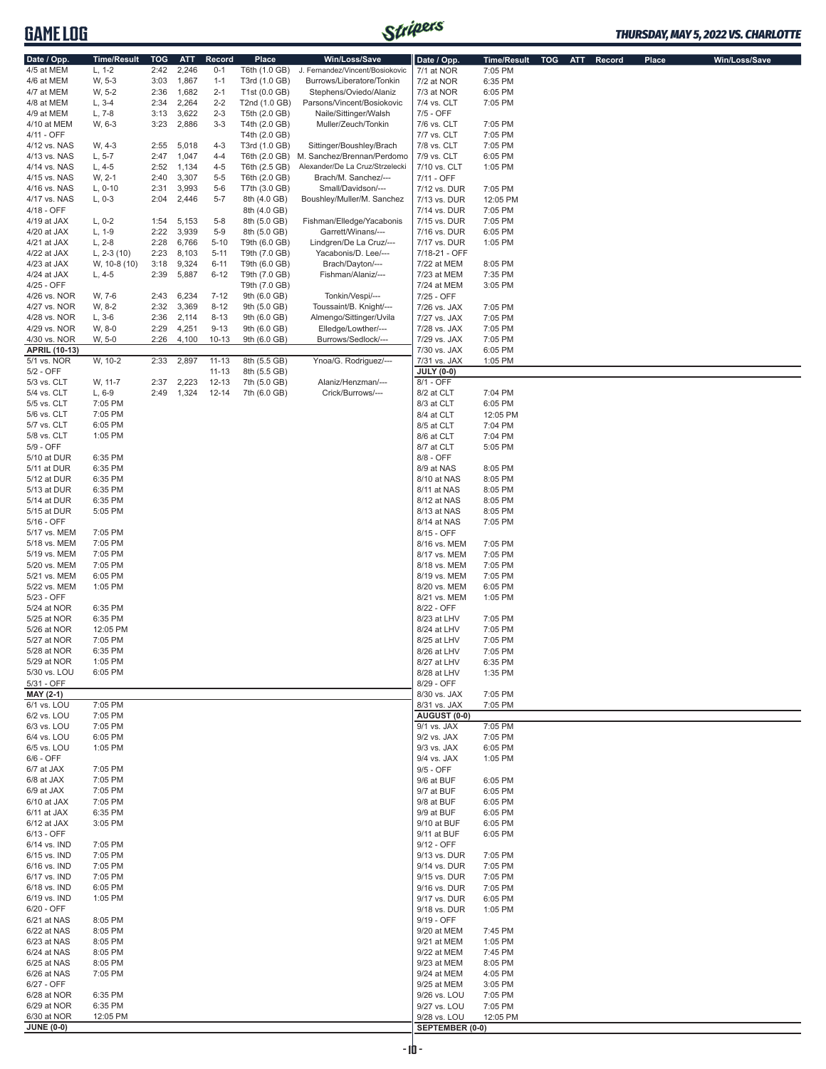# GAME LOG

*THURSDAY, MAY 5, 2022 VS. CHARLOTTE*

| Date / Opp. | Time/Result | TOG | ATT | Record | Place | Win/Loss/Save |
|---|---|---|---|---|---|---|
| 4/5 at MEM | L, 1-2 | 2:42 | 2,246 | 0-1 | T6th (1.0 GB) | J. Fernandez/Vincent/Bosiokovic |
| 4/6 at MEM | W, 5-3 | 3:03 | 1,867 | 1-1 | T3rd (1.0 GB) | Burrows/Liberatore/Tonkin |
| 4/7 at MEM | W, 5-2 | 2:36 | 1,682 | 2-1 | T1st (0.0 GB) | Stephens/Oviedo/Alaniz |
| 4/8 at MEM | L, 3-4 | 2:34 | 2,264 | 2-2 | T2nd (1.0 GB) | Parsons/Vincent/Bosiokovic |
| 4/9 at MEM | L, 7-8 | 3:13 | 3,622 | 2-3 | T5th (2.0 GB) | Naile/Sittinger/Walsh |
| 4/10 at MEM | W, 6-3 | 3:23 | 2,886 | 3-3 | T4th (2.0 GB) | Muller/Zeuch/Tonkin |
| 4/11 - OFF | | | | | T4th (2.0 GB) | |
| 4/12 vs. NAS | W, 4-3 | 2:55 | 5,018 | 4-3 | T3rd (1.0 GB) | Sittinger/Boushley/Brach |
| 4/13 vs. NAS | L, 5-7 | 2:47 | 1,047 | 4-4 | T6th (2.0 GB) | M. Sanchez/Brennan/Perdomo |
| 4/14 vs. NAS | L, 4-5 | 2:52 | 1,134 | 4-5 | T6th (2.5 GB) | Alexander/De La Cruz/Strzelecki |
| 4/15 vs. NAS | W, 2-1 | 2:40 | 3,307 | 5-5 | T6th (2.0 GB) | Brach/M. Sanchez/--- |
| 4/16 vs. NAS | L, 0-10 | 2:31 | 3,993 | 5-6 | T7th (3.0 GB) | Small/Davidson/--- |
| 4/17 vs. NAS | L, 0-3 | 2:04 | 2,446 | 5-7 | 8th (4.0 GB) | Boushley/Muller/M. Sanchez |
| 4/18 - OFF | | | | | 8th (4.0 GB) | |
| 4/19 at JAX | L, 0-2 | 1:54 | 5,153 | 5-8 | 8th (5.0 GB) | Fishman/Elledge/Yacabonis |
| 4/20 at JAX | L, 1-9 | 2:22 | 3,939 | 5-9 | 8th (5.0 GB) | Garrett/Winans/--- |
| 4/21 at JAX | L, 2-8 | 2:28 | 6,766 | 5-10 | T9th (6.0 GB) | Lindgren/De La Cruz/--- |
| 4/22 at JAX | L, 2-3 (10) | 2:23 | 8,103 | 5-11 | T9th (7.0 GB) | Yacabonis/D. Lee/--- |
| 4/23 at JAX | W, 10-8 (10) | 3:18 | 9,324 | 6-11 | T9th (6.0 GB) | Brach/Dayton/--- |
| 4/24 at JAX | L, 4-5 | 2:39 | 5,887 | 6-12 | T9th (7.0 GB) | Fishman/Alaniz/--- |
| 4/25 - OFF | | | | | T9th (7.0 GB) | |
| 4/26 vs. NOR | W, 7-6 | 2:43 | 6,234 | 7-12 | 9th (6.0 GB) | Tonkin/Vespi/--- |
| 4/27 vs. NOR | W, 8-2 | 2:32 | 3,369 | 8-12 | 9th (5.0 GB) | Toussaint/B. Knight/--- |
| 4/28 vs. NOR | L, 3-6 | 2:36 | 2,114 | 8-13 | 9th (6.0 GB) | Almengo/Sittinger/Uvila |
| 4/29 vs. NOR | W, 8-0 | 2:29 | 4,251 | 9-13 | 9th (6.0 GB) | Elledge/Lowther/--- |
| 4/30 vs. NOR | W, 5-0 | 2:26 | 4,100 | 10-13 | 9th (6.0 GB) | Burrows/Sedlock/--- |
| **APRIL (10-13)** | | | | | | |
| 5/1 vs. NOR | W, 10-2 | 2:33 | 2,897 | 11-13 | 8th (5.5 GB) | Ynoa/G. Rodriguez/--- |
| 5/2 - OFF | | | | 11-13 | 8th (5.5 GB) | |
| 5/3 vs. CLT | W, 11-7 | 2:37 | 2,223 | 12-13 | 7th (5.0 GB) | Alaniz/Henzman/--- |
| 5/4 vs. CLT | L, 6-9 | 2:49 | 1,324 | 12-14 | 7th (6.0 GB) | Crick/Burrows/--- |
| 5/5 vs. CLT | 7:05 PM | | | | | |
| 5/6 vs. CLT | 7:05 PM | | | | | |
| 5/7 vs. CLT | 6:05 PM | | | | | |
| 5/8 vs. CLT | 1:05 PM | | | | | |
| 5/9 - OFF | | | | | | |
| 5/10 at DUR | 6:35 PM | | | | | |
| 5/11 at DUR | 6:35 PM | | | | | |
| 5/12 at DUR | 6:35 PM | | | | | |
| 5/13 at DUR | 6:35 PM | | | | | |
| 5/14 at DUR | 6:35 PM | | | | | |
| 5/15 at DUR | 5:05 PM | | | | | |
| 5/16 - OFF | | | | | | |
| 5/17 vs. MEM | 7:05 PM | | | | | |
| 5/18 vs. MEM | 7:05 PM | | | | | |
| 5/19 vs. MEM | 7:05 PM | | | | | |
| 5/20 vs. MEM | 7:05 PM | | | | | |
| 5/21 vs. MEM | 6:05 PM | | | | | |
| 5/22 vs. MEM | 1:05 PM | | | | | |
| 5/23 - OFF | | | | | | |
| 5/24 at NOR | 6:35 PM | | | | | |
| 5/25 at NOR | 6:35 PM | | | | | |
| 5/26 at NOR | 12:05 PM | | | | | |
| 5/27 at NOR | 7:05 PM | | | | | |
| 5/28 at NOR | 6:35 PM | | | | | |
| 5/29 at NOR | 1:05 PM | | | | | |
| 5/30 vs. LOU | 6:05 PM | | | | | |
| 5/31 - OFF | | | | | | |
| **MAY (2-1)** | | | | | | |
| 6/1 vs. LOU | 7:05 PM | | | | | |
| 6/2 vs. LOU | 7:05 PM | | | | | |
| 6/3 vs. LOU | 7:05 PM | | | | | |
| 6/4 vs. LOU | 6:05 PM | | | | | |
| 6/5 vs. LOU | 1:05 PM | | | | | |
| 6/6 - OFF | | | | | | |
| 6/7 at JAX | 7:05 PM | | | | | |
| 6/8 at JAX | 7:05 PM | | | | | |
| 6/9 at JAX | 7:05 PM | | | | | |
| 6/10 at JAX | 7:05 PM | | | | | |
| 6/11 at JAX | 6:35 PM | | | | | |
| 6/12 at JAX | 3:05 PM | | | | | |
| 6/13 - OFF | | | | | | |
| 6/14 vs. IND | 7:05 PM | | | | | |
| 6/15 vs. IND | 7:05 PM | | | | | |
| 6/16 vs. IND | 7:05 PM | | | | | |
| 6/17 vs. IND | 7:05 PM | | | | | |
| 6/18 vs. IND | 6:05 PM | | | | | |
| 6/19 vs. IND | 1:05 PM | | | | | |
| 6/20 - OFF | | | | | | |
| 6/21 at NAS | 8:05 PM | | | | | |
| 6/22 at NAS | 8:05 PM | | | | | |
| 6/23 at NAS | 8:05 PM | | | | | |
| 6/24 at NAS | 8:05 PM | | | | | |
| 6/25 at NAS | 8:05 PM | | | | | |
| 6/26 at NAS | 7:05 PM | | | | | |
| 6/27 - OFF | | | | | | |
| 6/28 at NOR | 6:35 PM | | | | | |
| 6/29 at NOR | 6:35 PM | | | | | |
| 6/30 at NOR | 12:05 PM | | | | | |
| **JUNE (0-0)** | | | | | | |

| Date / Opp. | Time/Result | TOG | ATT | Record | Place | Win/Loss/Save |
|---|---|---|---|---|---|---|
| 7/1 at NOR | 7:05 PM | | | | | |
| 7/2 at NOR | 6:35 PM | | | | | |
| 7/3 at NOR | 6:05 PM | | | | | |
| 7/4 vs. CLT | 7:05 PM | | | | | |
| 7/5 - OFF | | | | | | |
| 7/6 vs. CLT | 7:05 PM | | | | | |
| 7/7 vs. CLT | 7:05 PM | | | | | |
| 7/8 vs. CLT | 7:05 PM | | | | | |
| 7/9 vs. CLT | 6:05 PM | | | | | |
| 7/10 vs. CLT | 1:05 PM | | | | | |
| 7/11 - OFF | | | | | | |
| 7/12 vs. DUR | 7:05 PM | | | | | |
| 7/13 vs. DUR | 12:05 PM | | | | | |
| 7/14 vs. DUR | 7:05 PM | | | | | |
| 7/15 vs. DUR | 7:05 PM | | | | | |
| 7/16 vs. DUR | 6:05 PM | | | | | |
| 7/17 vs. DUR | 1:05 PM | | | | | |
| 7/18-21 - OFF | | | | | | |
| 7/22 at MEM | 8:05 PM | | | | | |
| 7/23 at MEM | 7:35 PM | | | | | |
| 7/24 at MEM | 3:05 PM | | | | | |
| 7/25 - OFF | | | | | | |
| 7/26 vs. JAX | 7:05 PM | | | | | |
| 7/27 vs. JAX | 7:05 PM | | | | | |
| 7/28 vs. JAX | 7:05 PM | | | | | |
| 7/29 vs. JAX | 7:05 PM | | | | | |
| 7/30 vs. JAX | 6:05 PM | | | | | |
| 7/31 vs. JAX | 1:05 PM | | | | | |
| **JULY (0-0)** | | | | | | |
| 8/1 - OFF | | | | | | |
| 8/2 at CLT | 7:04 PM | | | | | |
| 8/3 at CLT | 6:05 PM | | | | | |
| 8/4 at CLT | 12:05 PM | | | | | |
| 8/5 at CLT | 7:04 PM | | | | | |
| 8/6 at CLT | 7:04 PM | | | | | |
| 8/7 at CLT | 5:05 PM | | | | | |
| 8/8 - OFF | | | | | | |
| 8/9 at NAS | 8:05 PM | | | | | |
| 8/10 at NAS | 8:05 PM | | | | | |
| 8/11 at NAS | 8:05 PM | | | | | |
| 8/12 at NAS | 8:05 PM | | | | | |
| 8/13 at NAS | 8:05 PM | | | | | |
| 8/14 at NAS | 7:05 PM | | | | | |
| 8/15 - OFF | | | | | | |
| 8/16 vs. MEM | 7:05 PM | | | | | |
| 8/17 vs. MEM | 7:05 PM | | | | | |
| 8/18 vs. MEM | 7:05 PM | | | | | |
| 8/19 vs. MEM | 7:05 PM | | | | | |
| 8/20 vs. MEM | 6:05 PM | | | | | |
| 8/21 vs. MEM | 1:05 PM | | | | | |
| 8/22 - OFF | | | | | | |
| 8/23 at LHV | 7:05 PM | | | | | |
| 8/24 at LHV | 7:05 PM | | | | | |
| 8/25 at LHV | 7:05 PM | | | | | |
| 8/26 at LHV | 7:05 PM | | | | | |
| 8/27 at LHV | 6:35 PM | | | | | |
| 8/28 at LHV | 1:35 PM | | | | | |
| 8/29 - OFF | | | | | | |
| 8/30 vs. JAX | 7:05 PM | | | | | |
| 8/31 vs. JAX | 7:05 PM | | | | | |
| **AUGUST (0-0)** | | | | | | |
| 9/1 vs. JAX | 7:05 PM | | | | | |
| 9/2 vs. JAX | 7:05 PM | | | | | |
| 9/3 vs. JAX | 6:05 PM | | | | | |
| 9/4 vs. JAX | 1:05 PM | | | | | |
| 9/5 - OFF | | | | | | |
| 9/6 at BUF | 6:05 PM | | | | | |
| 9/7 at BUF | 6:05 PM | | | | | |
| 9/8 at BUF | 6:05 PM | | | | | |
| 9/9 at BUF | 6:05 PM | | | | | |
| 9/10 at BUF | 6:05 PM | | | | | |
| 9/11 at BUF | 6:05 PM | | | | | |
| 9/12 - OFF | | | | | | |
| 9/13 vs. DUR | 7:05 PM | | | | | |
| 9/14 vs. DUR | 7:05 PM | | | | | |
| 9/15 vs. DUR | 7:05 PM | | | | | |
| 9/16 vs. DUR | 7:05 PM | | | | | |
| 9/17 vs. DUR | 6:05 PM | | | | | |
| 9/18 vs. DUR | 1:05 PM | | | | | |
| 9/19 - OFF | | | | | | |
| 9/20 at MEM | 7:45 PM | | | | | |
| 9/21 at MEM | 1:05 PM | | | | | |
| 9/22 at MEM | 7:45 PM | | | | | |
| 9/23 at MEM | 8:05 PM | | | | | |
| 9/24 at MEM | 4:05 PM | | | | | |
| 9/25 at MEM | 3:05 PM | | | | | |
| 9/26 vs. LOU | 7:05 PM | | | | | |
| 9/27 vs. LOU | 7:05 PM | | | | | |
| 9/28 vs. LOU | 12:05 PM | | | | | |
| **SEPTEMBER (0-0)** | | | | | | |